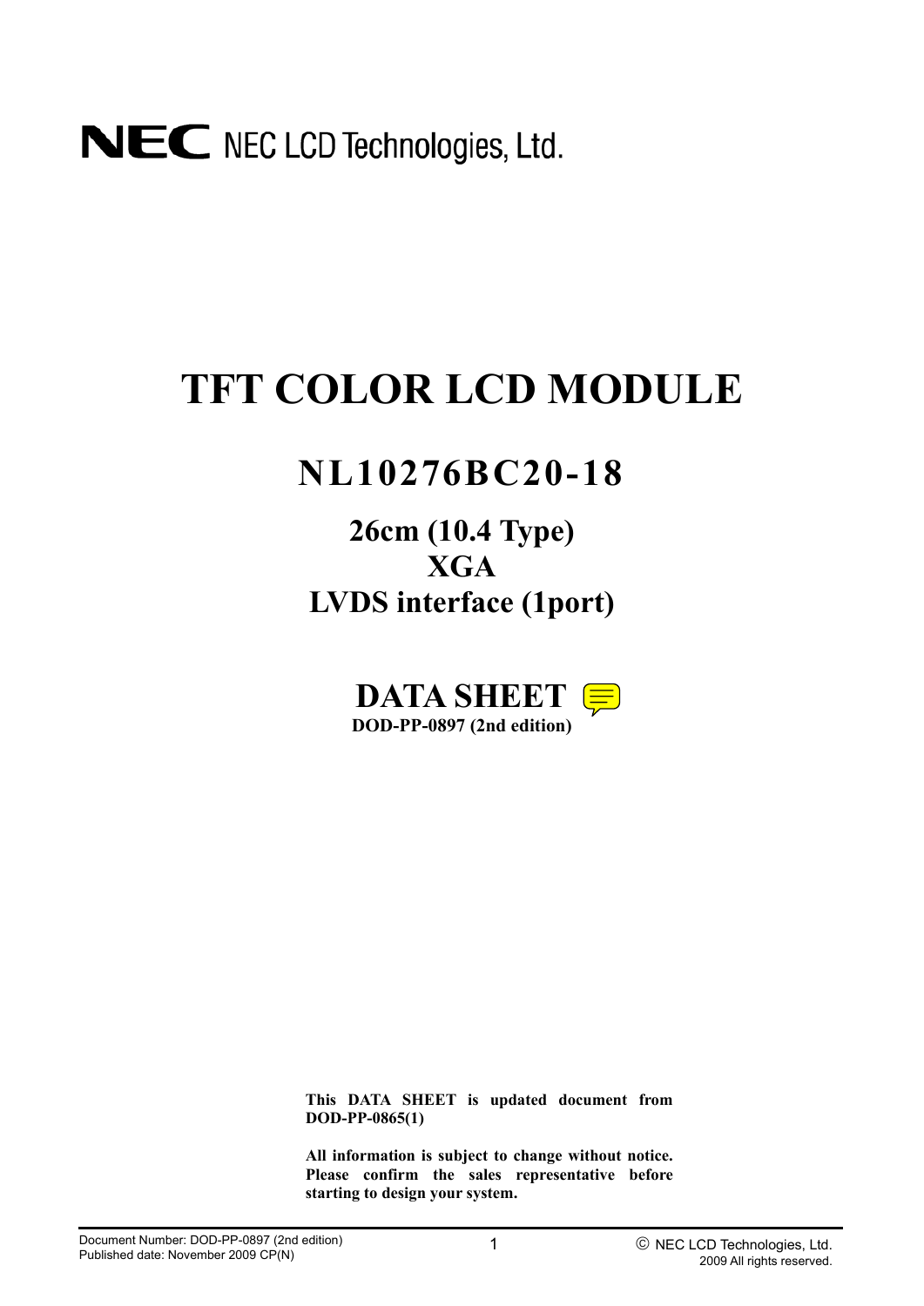NEC LCD Technologies, Ltd.

# TFT COLOR LCD MODULE

## NL10276BC20-18

### 26cm (10.4 Type)
### XGA
### LVDS interface (1port)

## DATA SHEET

**DOD-PP-0897 (2nd edition)**

**This DATA SHEET is updated document from DOD-PP-0865(1)**

**All information is subject to change without notice. Please confirm the sales representative before starting to design your system.**

Document Number: DOD-PP-0897 (2nd edition)
Published date: November 2009 CP(N)

© NEC LCD Technologies, Ltd.
2009 All rights reserved.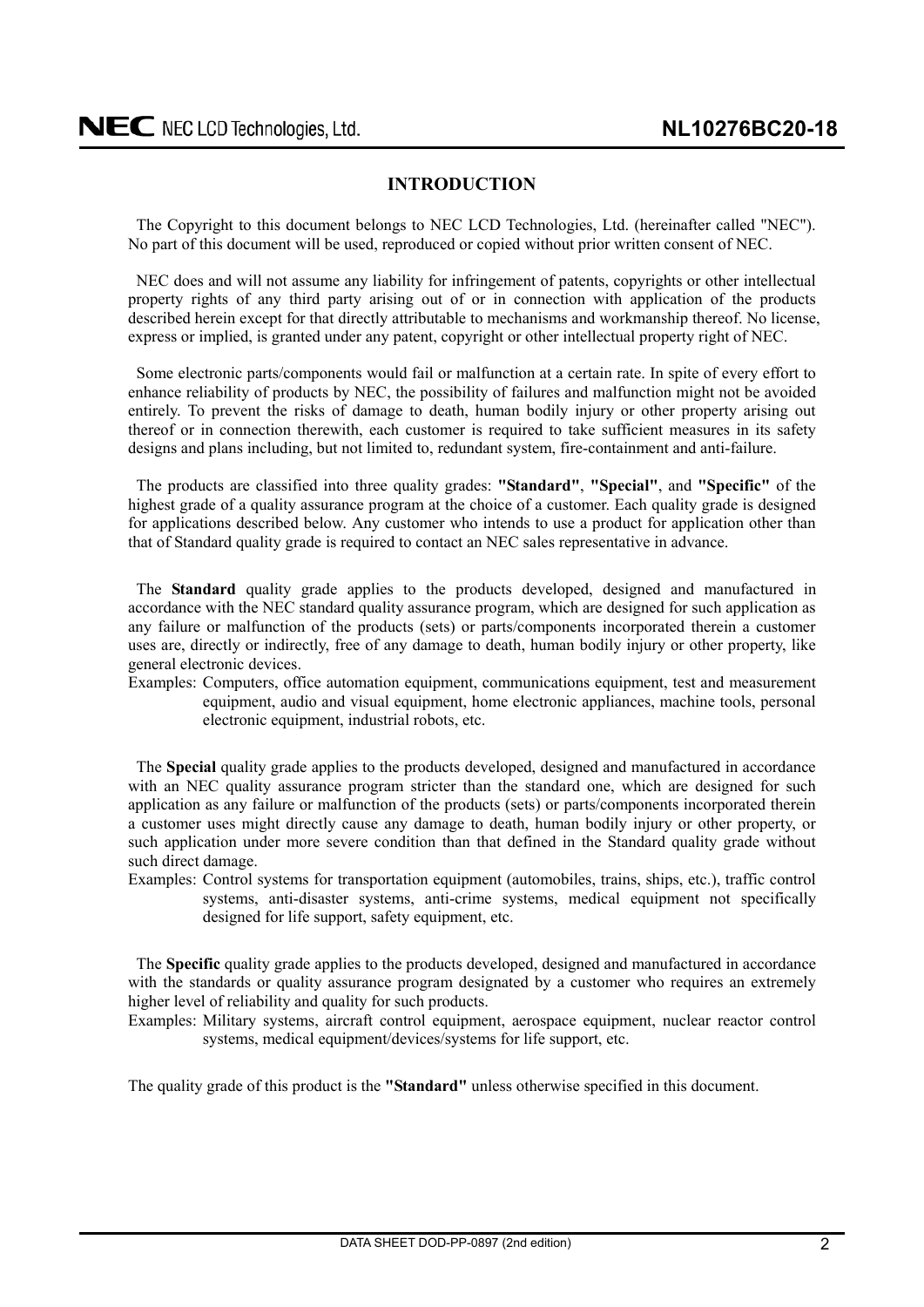## INTRODUCTION

The Copyright to this document belongs to NEC LCD Technologies, Ltd. (hereinafter called "NEC"). No part of this document will be used, reproduced or copied without prior written consent of NEC.

NEC does and will not assume any liability for infringement of patents, copyrights or other intellectual property rights of any third party arising out of or in connection with application of the products described herein except for that directly attributable to mechanisms and workmanship thereof. No license, express or implied, is granted under any patent, copyright or other intellectual property right of NEC.

Some electronic parts/components would fail or malfunction at a certain rate. In spite of every effort to enhance reliability of products by NEC, the possibility of failures and malfunction might not be avoided entirely. To prevent the risks of damage to death, human bodily injury or other property arising out thereof or in connection therewith, each customer is required to take sufficient measures in its safety designs and plans including, but not limited to, redundant system, fire-containment and anti-failure.

The products are classified into three quality grades: **"Standard"**, **"Special"**, and **"Specific"** of the highest grade of a quality assurance program at the choice of a customer. Each quality grade is designed for applications described below. Any customer who intends to use a product for application other than that of Standard quality grade is required to contact an NEC sales representative in advance.

The **Standard** quality grade applies to the products developed, designed and manufactured in accordance with the NEC standard quality assurance program, which are designed for such application as any failure or malfunction of the products (sets) or parts/components incorporated therein a customer uses are, directly or indirectly, free of any damage to death, human bodily injury or other property, like general electronic devices.

Examples: Computers, office automation equipment, communications equipment, test and measurement equipment, audio and visual equipment, home electronic appliances, machine tools, personal electronic equipment, industrial robots, etc.

The **Special** quality grade applies to the products developed, designed and manufactured in accordance with an NEC quality assurance program stricter than the standard one, which are designed for such application as any failure or malfunction of the products (sets) or parts/components incorporated therein a customer uses might directly cause any damage to death, human bodily injury or other property, or such application under more severe condition than that defined in the Standard quality grade without such direct damage.

Examples: Control systems for transportation equipment (automobiles, trains, ships, etc.), traffic control systems, anti-disaster systems, anti-crime systems, medical equipment not specifically designed for life support, safety equipment, etc.

The **Specific** quality grade applies to the products developed, designed and manufactured in accordance with the standards or quality assurance program designated by a customer who requires an extremely higher level of reliability and quality for such products.

Examples: Military systems, aircraft control equipment, aerospace equipment, nuclear reactor control systems, medical equipment/devices/systems for life support, etc.

The quality grade of this product is the **"Standard"** unless otherwise specified in this document.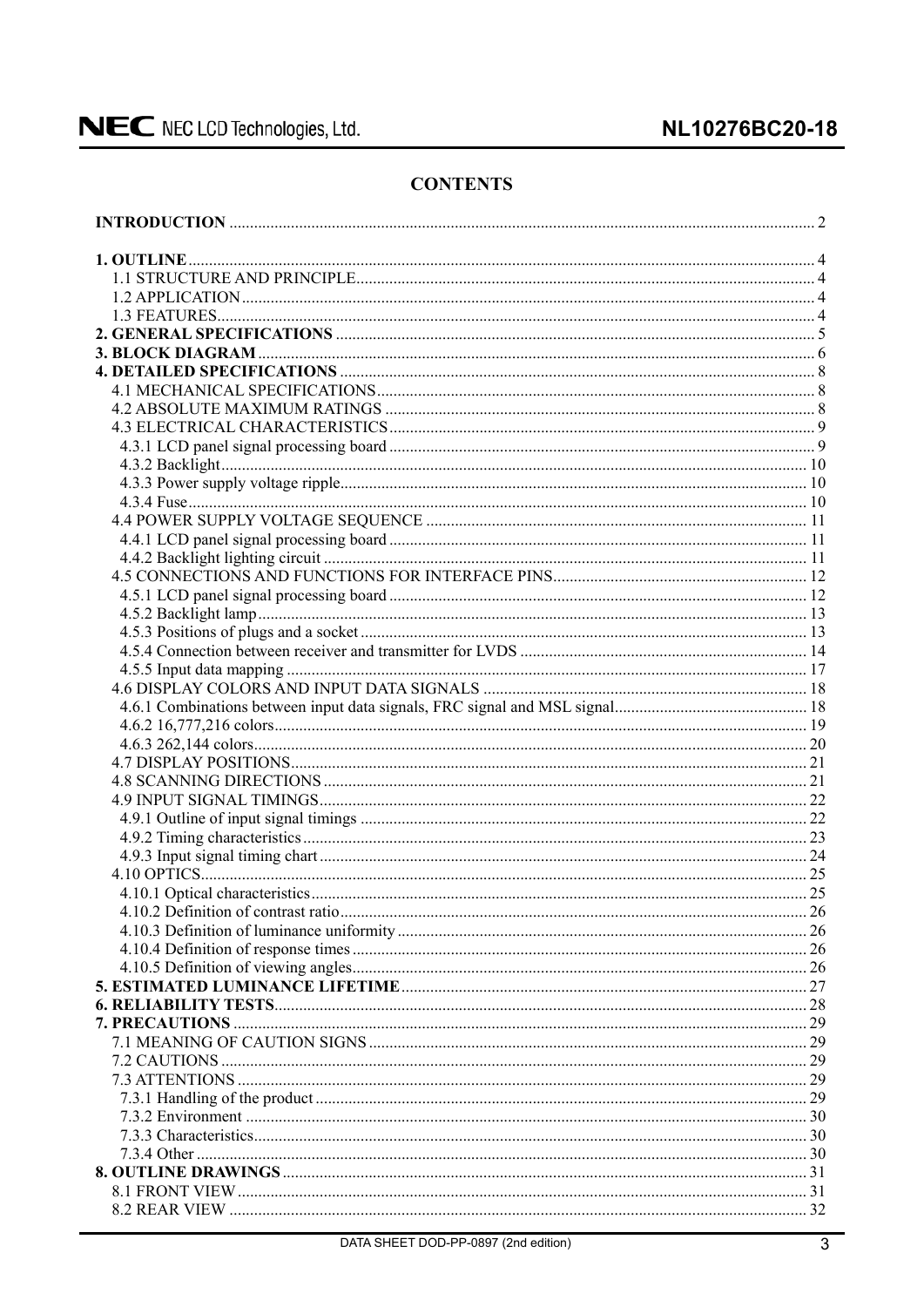# CONTENTS

**INTRODUCTION** ..... 2

**1. OUTLINE** ..... 4
- 1.1 STRUCTURE AND PRINCIPLE ..... 4
- 1.2 APPLICATION ..... 4
- 1.3 FEATURES ..... 4

**2. GENERAL SPECIFICATIONS** ..... 5

**3. BLOCK DIAGRAM** ..... 6

**4. DETAILED SPECIFICATIONS** ..... 8
- 4.1 MECHANICAL SPECIFICATIONS ..... 8
- 4.2 ABSOLUTE MAXIMUM RATINGS ..... 8
- 4.3 ELECTRICAL CHARACTERISTICS ..... 9
  - 4.3.1 LCD panel signal processing board ..... 9
  - 4.3.2 Backlight ..... 10
  - 4.3.3 Power supply voltage ripple ..... 10
  - 4.3.4 Fuse ..... 10
- 4.4 POWER SUPPLY VOLTAGE SEQUENCE ..... 11
  - 4.4.1 LCD panel signal processing board ..... 11
  - 4.4.2 Backlight lighting circuit ..... 11
- 4.5 CONNECTIONS AND FUNCTIONS FOR INTERFACE PINS ..... 12
  - 4.5.1 LCD panel signal processing board ..... 12
  - 4.5.2 Backlight lamp ..... 13
  - 4.5.3 Positions of plugs and a socket ..... 13
  - 4.5.4 Connection between receiver and transmitter for LVDS ..... 14
  - 4.5.5 Input data mapping ..... 17
- 4.6 DISPLAY COLORS AND INPUT DATA SIGNALS ..... 18
  - 4.6.1 Combinations between input data signals, FRC signal and MSL signal ..... 18
  - 4.6.2 16,777,216 colors ..... 19
  - 4.6.3 262,144 colors ..... 20
- 4.7 DISPLAY POSITIONS ..... 21
- 4.8 SCANNING DIRECTIONS ..... 21
- 4.9 INPUT SIGNAL TIMINGS ..... 22
  - 4.9.1 Outline of input signal timings ..... 22
  - 4.9.2 Timing characteristics ..... 23
  - 4.9.3 Input signal timing chart ..... 24
- 4.10 OPTICS ..... 25
  - 4.10.1 Optical characteristics ..... 25
  - 4.10.2 Definition of contrast ratio ..... 26
  - 4.10.3 Definition of luminance uniformity ..... 26
  - 4.10.4 Definition of response times ..... 26
  - 4.10.5 Definition of viewing angles ..... 26

**5. ESTIMATED LUMINANCE LIFETIME** ..... 27

**6. RELIABILITY TESTS** ..... 28

**7. PRECAUTIONS** ..... 29
- 7.1 MEANING OF CAUTION SIGNS ..... 29
- 7.2 CAUTIONS ..... 29
- 7.3 ATTENTIONS ..... 29
  - 7.3.1 Handling of the product ..... 29
  - 7.3.2 Environment ..... 30
  - 7.3.3 Characteristics ..... 30
  - 7.3.4 Other ..... 30

**8. OUTLINE DRAWINGS** ..... 31
- 8.1 FRONT VIEW ..... 31
- 8.2 REAR VIEW ..... 32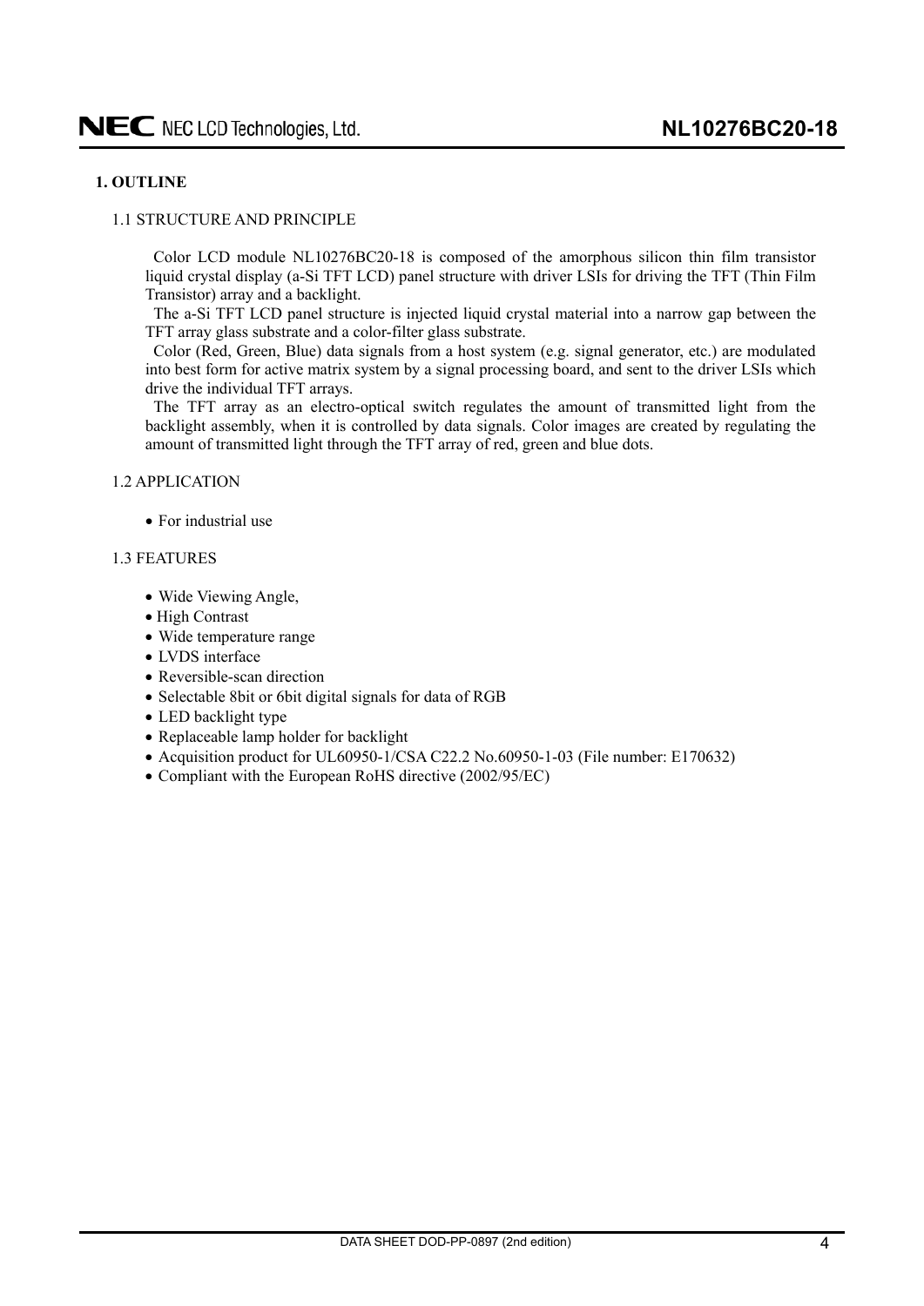## 1. OUTLINE

### 1.1 STRUCTURE AND PRINCIPLE

Color LCD module NL10276BC20-18 is composed of the amorphous silicon thin film transistor liquid crystal display (a-Si TFT LCD) panel structure with driver LSIs for driving the TFT (Thin Film Transistor) array and a backlight.

The a-Si TFT LCD panel structure is injected liquid crystal material into a narrow gap between the TFT array glass substrate and a color-filter glass substrate.

Color (Red, Green, Blue) data signals from a host system (e.g. signal generator, etc.) are modulated into best form for active matrix system by a signal processing board, and sent to the driver LSIs which drive the individual TFT arrays.

The TFT array as an electro-optical switch regulates the amount of transmitted light from the backlight assembly, when it is controlled by data signals. Color images are created by regulating the amount of transmitted light through the TFT array of red, green and blue dots.

### 1.2 APPLICATION

- For industrial use

### 1.3 FEATURES

- Wide Viewing Angle,
- High Contrast
- Wide temperature range
- LVDS interface
- Reversible-scan direction
- Selectable 8bit or 6bit digital signals for data of RGB
- LED backlight type
- Replaceable lamp holder for backlight
- Acquisition product for UL60950-1/CSA C22.2 No.60950-1-03 (File number: E170632)
- Compliant with the European RoHS directive (2002/95/EC)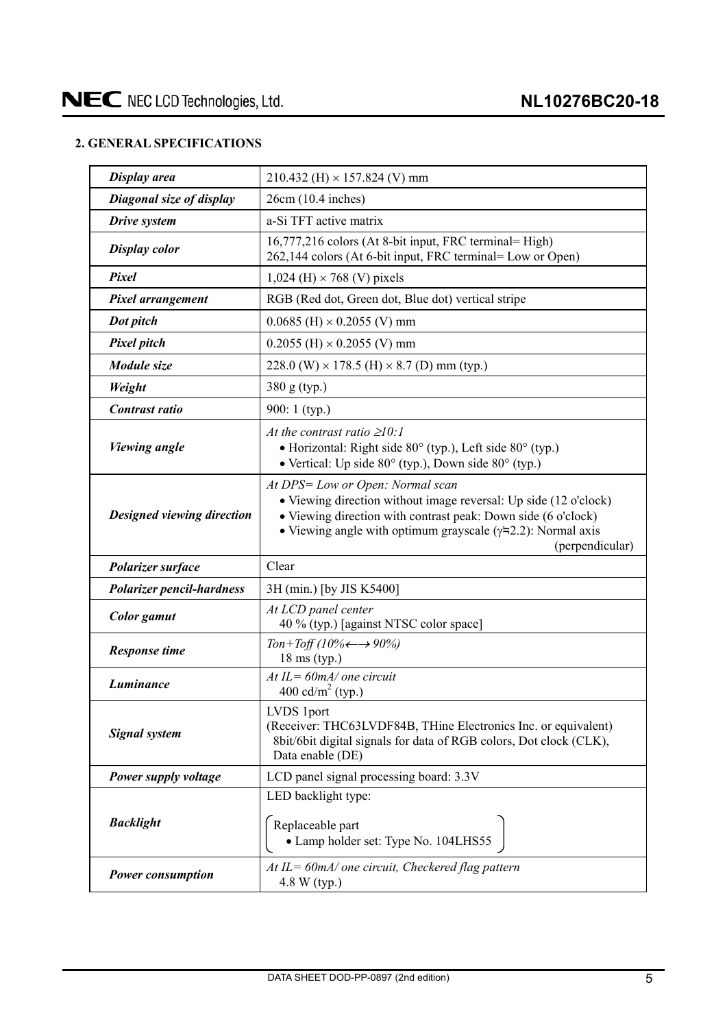## 2. GENERAL SPECIFICATIONS

| | |
|---|---|
| ***Display area*** | 210.432 (H) × 157.824 (V) mm |
| ***Diagonal size of display*** | 26cm (10.4 inches) |
| ***Drive system*** | a-Si TFT active matrix |
| ***Display color*** | 16,777,216 colors (At 8-bit input, FRC terminal= High)<br>262,144 colors (At 6-bit input, FRC terminal= Low or Open) |
| ***Pixel*** | 1,024 (H) × 768 (V) pixels |
| ***Pixel arrangement*** | RGB (Red dot, Green dot, Blue dot) vertical stripe |
| ***Dot pitch*** | 0.0685 (H) × 0.2055 (V) mm |
| ***Pixel pitch*** | 0.2055 (H) × 0.2055 (V) mm |
| ***Module size*** | 228.0 (W) × 178.5 (H) × 8.7 (D) mm (typ.) |
| ***Weight*** | 380 g (typ.) |
| ***Contrast ratio*** | 900: 1 (typ.) |
| ***Viewing angle*** | *At the contrast ratio ≥10:1*<br>• Horizontal: Right side 80° (typ.), Left side 80° (typ.)<br>• Vertical: Up side 80° (typ.), Down side 80° (typ.) |
| ***Designed viewing direction*** | *At DPS= Low or Open: Normal scan*<br>• Viewing direction without image reversal: Up side (12 o'clock)<br>• Viewing direction with contrast peak: Down side (6 o'clock)<br>• Viewing angle with optimum grayscale ($\gamma$≒2.2): Normal axis (perpendicular) |
| ***Polarizer surface*** | Clear |
| ***Polarizer pencil-hardness*** | 3H (min.) [by JIS K5400] |
| ***Color gamut*** | *At LCD panel center*<br>40 % (typ.) [against NTSC color space] |
| ***Response time*** | *Ton+Toff (10%←→ 90%)*<br>18 ms (typ.) |
| ***Luminance*** | *At IL= 60mA/ one circuit*<br>400 cd/$m^2$ (typ.) |
| ***Signal system*** | LVDS 1port<br>(Receiver: THC63LVDF84B, THine Electronics Inc. or equivalent)<br>8bit/6bit digital signals for data of RGB colors, Dot clock (CLK), Data enable (DE) |
| ***Power supply voltage*** | LCD panel signal processing board: 3.3V |
| ***Backlight*** | LED backlight type:<br>(Replaceable part<br>• Lamp holder set: Type No. 104LHS55) |
| ***Power consumption*** | *At IL= 60mA/ one circuit, Checkered flag pattern*<br>4.8 W (typ.) |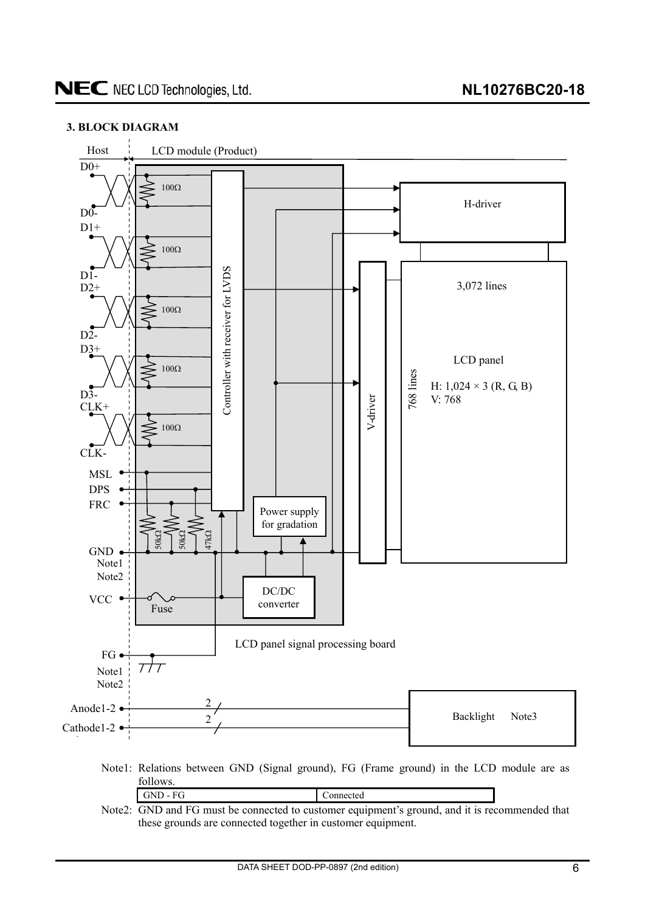### 3. BLOCK DIAGRAM

Note1: Relations between GND (Signal ground), FG (Frame ground) in the LCD module are as follows.

| GND - FG | Connected |
|---|---|

Note2: GND and FG must be connected to customer equipment's ground, and it is recommended that these grounds are connected together in customer equipment.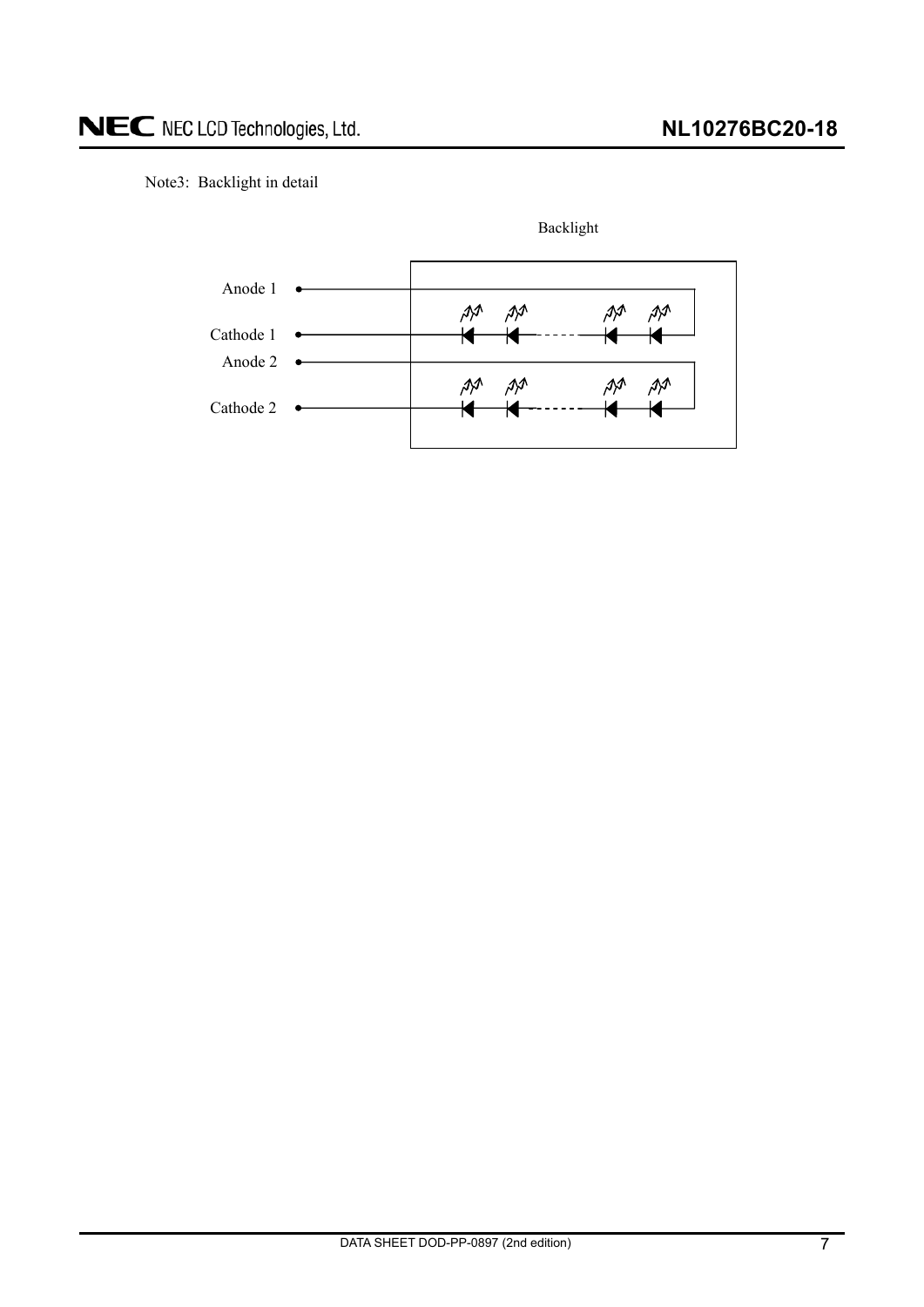Note3: Backlight in detail

Backlight

Anode 1

Cathode 1

Anode 2

Cathode 2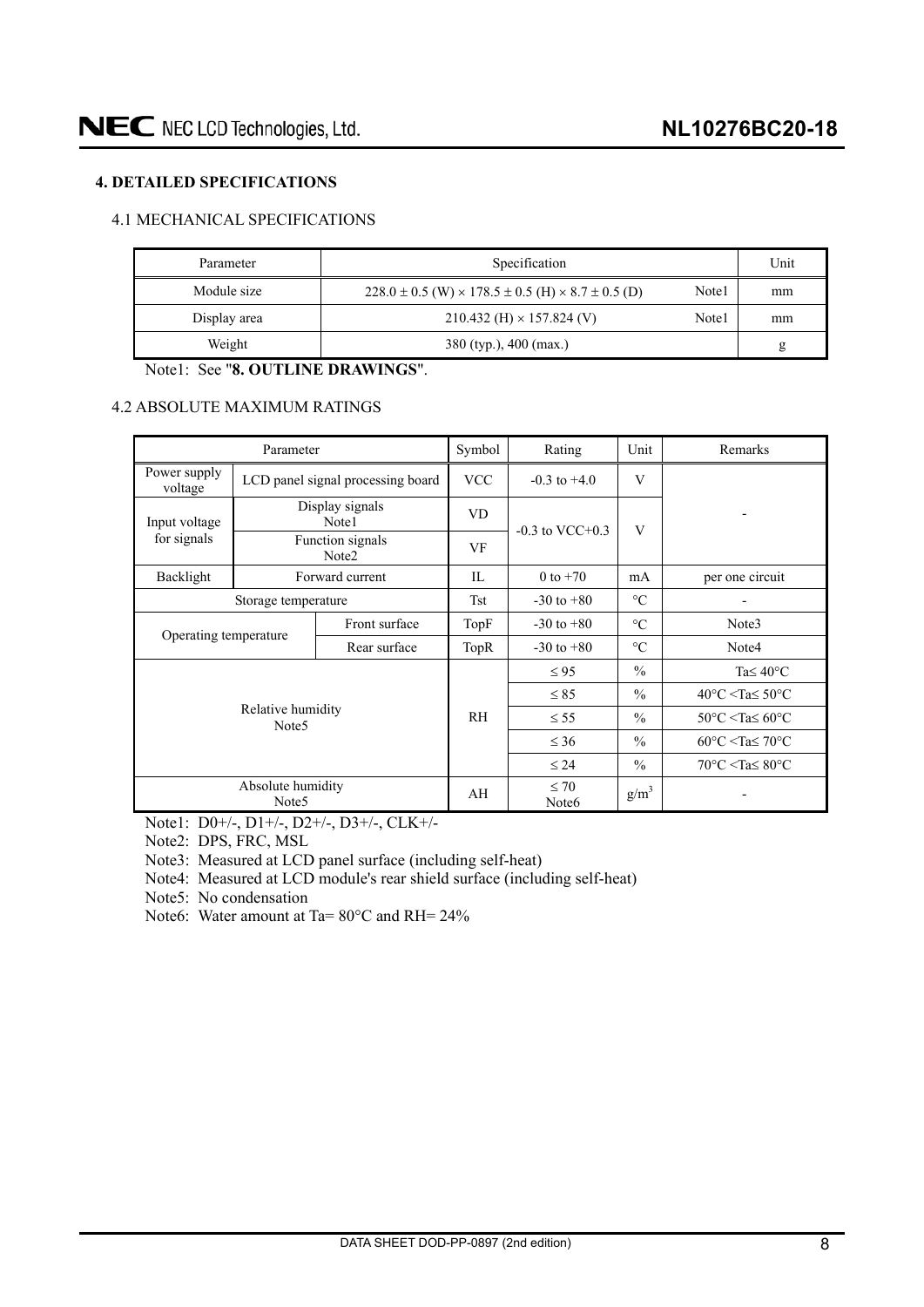## 4. DETAILED SPECIFICATIONS

### 4.1 MECHANICAL SPECIFICATIONS

| Parameter | Specification | | Unit |
|---|---|---|---|
| Module size | 228.0 ± 0.5 (W) × 178.5 ± 0.5 (H) × 8.7 ± 0.5 (D) | Note1 | mm |
| Display area | 210.432 (H) × 157.824 (V) | Note1 | mm |
| Weight | 380 (typ.), 400 (max.) | | g |

Note1: See "**8. OUTLINE DRAWINGS**".

### 4.2 ABSOLUTE MAXIMUM RATINGS

| Parameter | | | Symbol | Rating | Unit | Remarks |
|---|---|---|---|---|---|---|
| Power supply voltage | LCD panel signal processing board | | VCC | -0.3 to +4.0 | V | - |
| Input voltage for signals | Display signals Note1 | | VD | -0.3 to VCC+0.3 | V | |
| | Function signals Note2 | | VF | | | |
| Backlight | Forward current | | IL | 0 to +70 | mA | per one circuit |
| Storage temperature | | | Tst | -30 to +80 | °C | - |
| Operating temperature | | Front surface | TopF | -30 to +80 | °C | Note3 |
| | | Rear surface | TopR | -30 to +80 | °C | Note4 |
| Relative humidity Note5 | | | RH | ≤ 95 | % | Ta≤ 40°C |
| | | | | ≤ 85 | % | 40°C <Ta≤ 50°C |
| | | | | ≤ 55 | % | 50°C <Ta≤ 60°C |
| | | | | ≤ 36 | % | 60°C <Ta≤ 70°C |
| | | | | ≤ 24 | % | 70°C <Ta≤ 80°C |
| Absolute humidity Note5 | | | AH | ≤ 70 Note6 | $g/m^3$ | - |

Note1: D0+/-, D1+/-, D2+/-, D3+/-, CLK+/-

Note2: DPS, FRC, MSL

Note3: Measured at LCD panel surface (including self-heat)

Note4: Measured at LCD module's rear shield surface (including self-heat)

Note5: No condensation

Note6: Water amount at Ta= 80°C and RH= 24%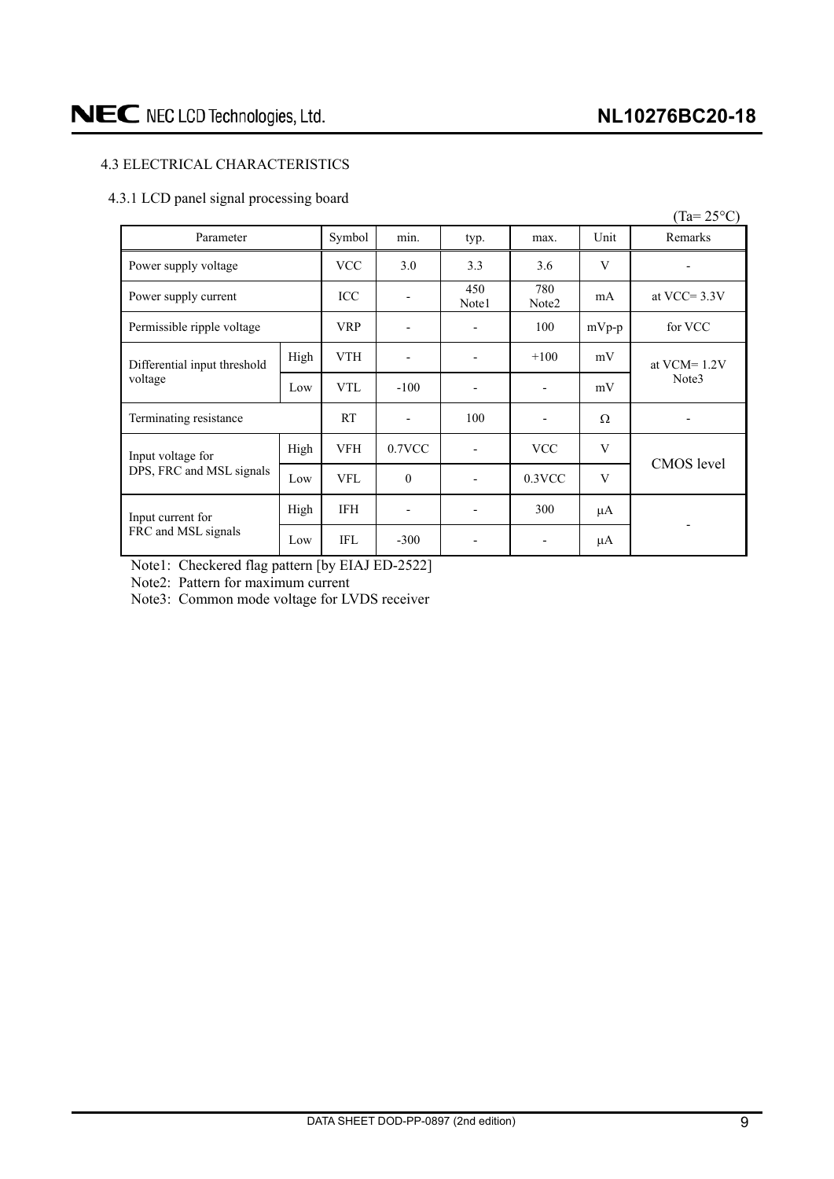## 4.3 ELECTRICAL CHARACTERISTICS

### 4.3.1 LCD panel signal processing board

(Ta= 25°C)

| Parameter | | Symbol | min. | typ. | max. | Unit | Remarks |
|---|---|---|---|---|---|---|---|
| Power supply voltage | | VCC | 3.0 | 3.3 | 3.6 | V | - |
| Power supply current | | ICC | - | 450 Note1 | 780 Note2 | mA | at VCC= 3.3V |
| Permissible ripple voltage | | VRP | - | - | 100 | mVp-p | for VCC |
| Differential input threshold voltage | High | VTH | - | - | +100 | mV | at VCM= 1.2V Note3 |
| | Low | VTL | -100 | - | - | mV | |
| Terminating resistance | | RT | - | 100 | - | Ω | - |
| Input voltage for DPS, FRC and MSL signals | High | VFH | 0.7VCC | - | VCC | V | CMOS level |
| | Low | VFL | 0 | - | 0.3VCC | V | |
| Input current for FRC and MSL signals | High | IFH | - | - | 300 | μA | - |
| | Low | IFL | -300 | - | - | μA | |

Note1: Checkered flag pattern [by EIAJ ED-2522]

Note2: Pattern for maximum current

Note3: Common mode voltage for LVDS receiver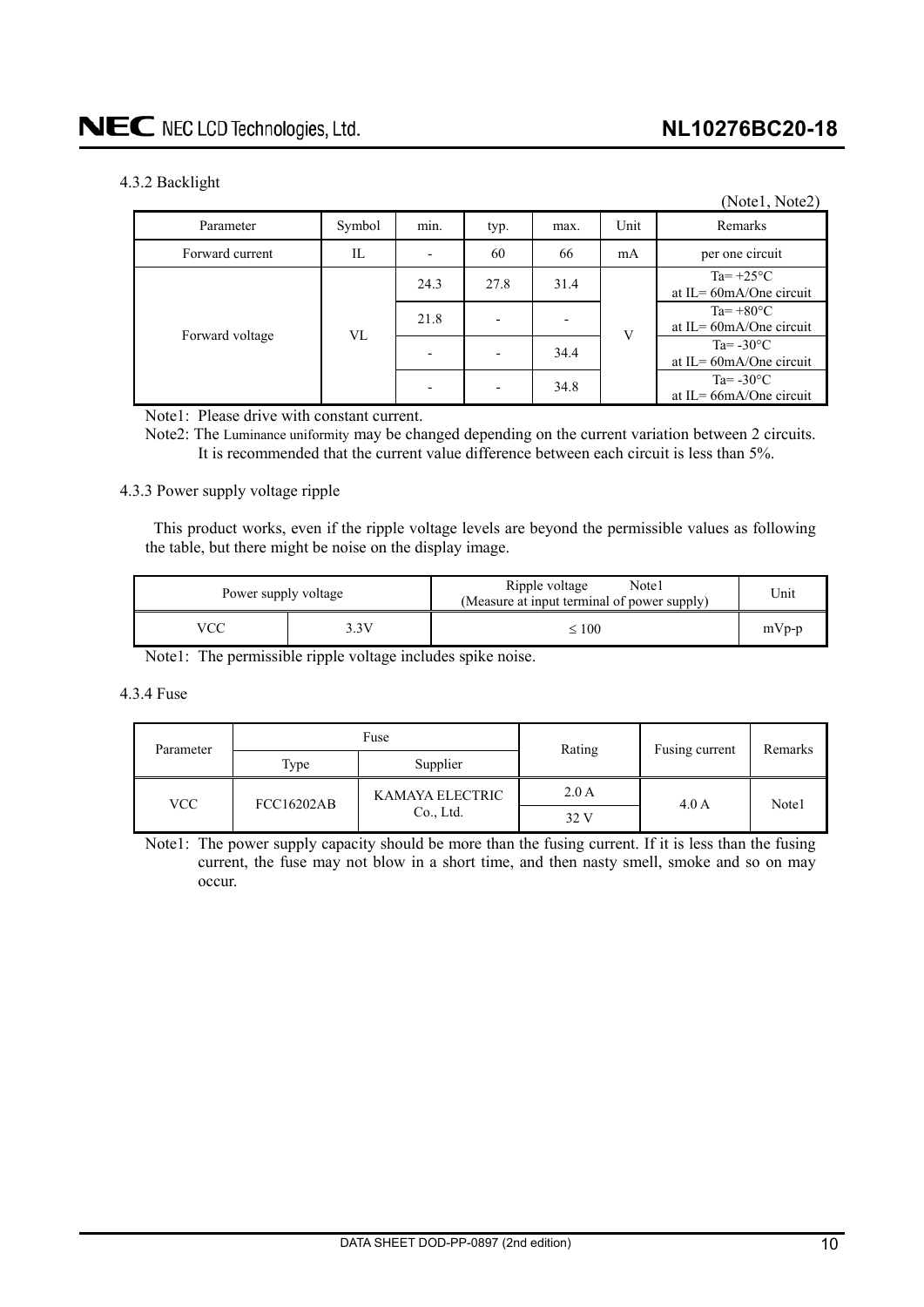#### 4.3.2 Backlight

(Note1, Note2)

| Parameter | Symbol | min. | typ. | max. | Unit | Remarks |
|---|---|---|---|---|---|---|
| Forward current | IL | - | 60 | 66 | mA | per one circuit |
| Forward voltage | VL | 24.3 | 27.8 | 31.4 | V | Ta= +25°C at IL= 60mA/One circuit |
| | | 21.8 | - | - | | Ta= +80°C at IL= 60mA/One circuit |
| | | - | - | 34.4 | | Ta= -30°C at IL= 60mA/One circuit |
| | | - | - | 34.8 | | Ta= -30°C at IL= 66mA/One circuit |

Note1: Please drive with constant current.

Note2: The Luminance uniformity may be changed depending on the current variation between 2 circuits. It is recommended that the current value difference between each circuit is less than 5%.

#### 4.3.3 Power supply voltage ripple

This product works, even if the ripple voltage levels are beyond the permissible values as following the table, but there might be noise on the display image.

| Power supply voltage | | Ripple voltage Note1 (Measure at input terminal of power supply) | Unit |
|---|---|---|---|
| VCC | 3.3V | ≤ 100 | mVp-p |

Note1: The permissible ripple voltage includes spike noise.

#### 4.3.4 Fuse

| Parameter | Fuse | | Rating | Fusing current | Remarks |
|---|---|---|---|---|---|
| | Type | Supplier | | | |
| VCC | FCC16202AB | KAMAYA ELECTRIC Co., Ltd. | 2.0 A | 4.0 A | Note1 |
| | | | 32 V | | |

Note1: The power supply capacity should be more than the fusing current. If it is less than the fusing current, the fuse may not blow in a short time, and then nasty smell, smoke and so on may occur.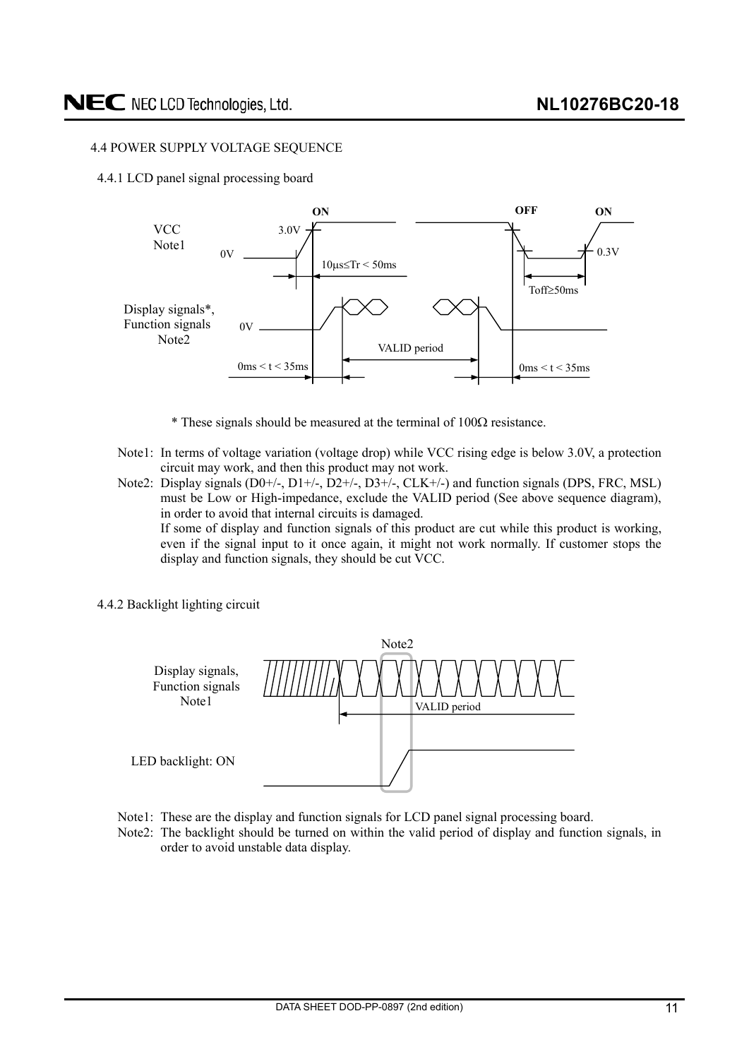### 4.4 POWER SUPPLY VOLTAGE SEQUENCE

#### 4.4.1 LCD panel signal processing board

VCC Note1 — ON — 3.0V — 0V — 10μs≤Tr < 50ms — OFF — ON — 0.3V — Toff≥50ms

Display signals*, Function signals Note2 — 0V — VALID period — 0ms < t < 35ms — 0ms < t < 35ms

\* These signals should be measured at the terminal of 100Ω resistance.

Note1: In terms of voltage variation (voltage drop) while VCC rising edge is below 3.0V, a protection circuit may work, and then this product may not work.

Note2: Display signals (D0+/-, D1+/-, D2+/-, D3+/-, CLK+/-) and function signals (DPS, FRC, MSL) must be Low or High-impedance, exclude the VALID period (See above sequence diagram), in order to avoid that internal circuits is damaged.
If some of display and function signals of this product are cut while this product is working, even if the signal input to it once again, it might not work normally. If customer stops the display and function signals, they should be cut VCC.

#### 4.4.2 Backlight lighting circuit

Display signals, Function signals Note1 — Note2 — VALID period

LED backlight: ON

Note1: These are the display and function signals for LCD panel signal processing board.

Note2: The backlight should be turned on within the valid period of display and function signals, in order to avoid unstable data display.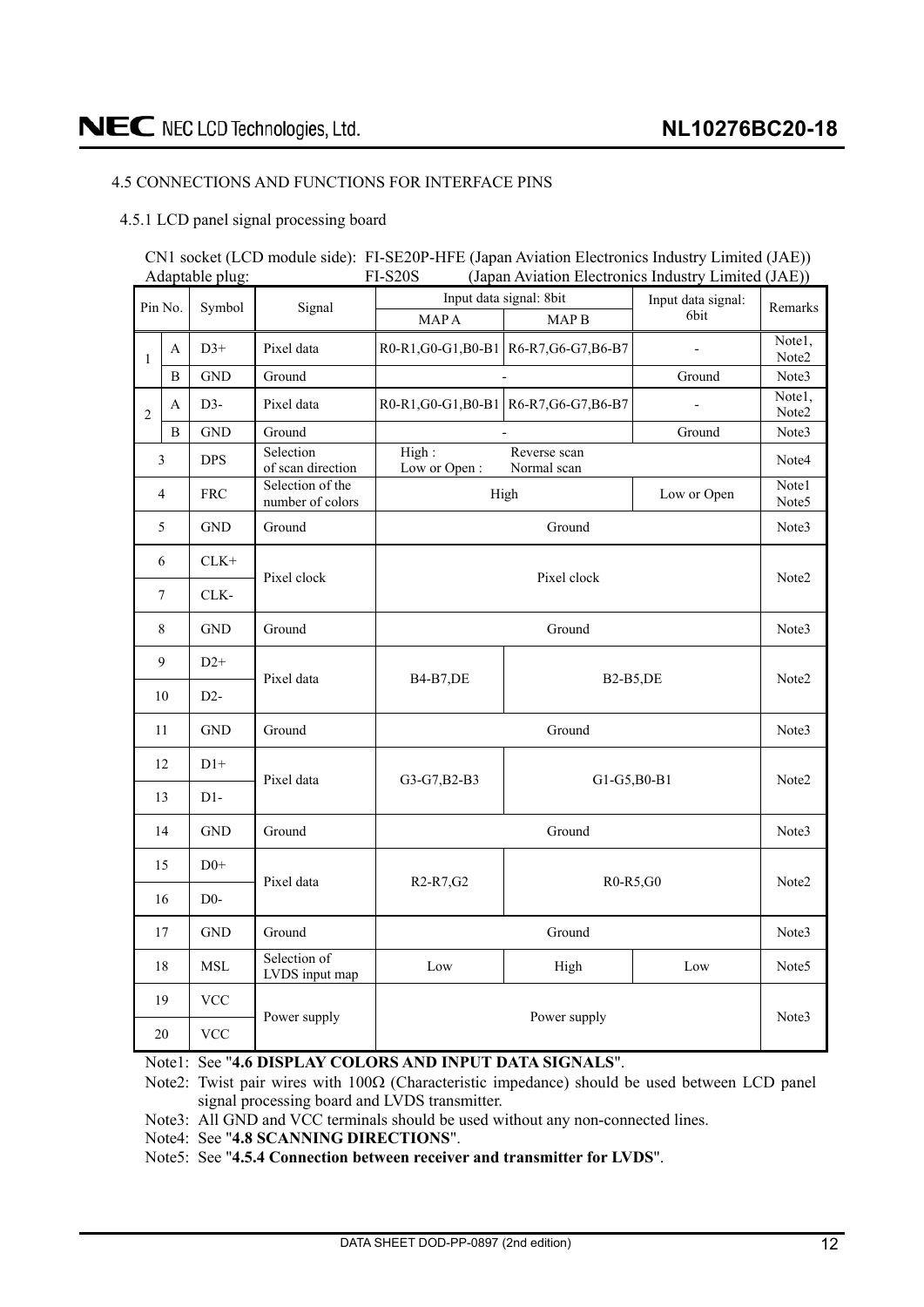### 4.5 CONNECTIONS AND FUNCTIONS FOR INTERFACE PINS

#### 4.5.1 LCD panel signal processing board

CN1 socket (LCD module side): FI-SE20P-HFE (Japan Aviation Electronics Industry Limited (JAE))
Adaptable plug: FI-S20S (Japan Aviation Electronics Industry Limited (JAE))

| Pin No. | | Symbol | Signal | Input data signal: 8bit | | Input data signal: 6bit | Remarks |
|---|---|---|---|---|---|---|---|
| | | | | MAP A | MAP B | | |
| 1 | A | D3+ | Pixel data | R0-R1,G0-G1,B0-B1 | R6-R7,G6-G7,B6-B7 | - | Note1, Note2 |
| | B | GND | Ground | - | | Ground | Note3 |
| 2 | A | D3- | Pixel data | R0-R1,G0-G1,B0-B1 | R6-R7,G6-G7,B6-B7 | - | Note1, Note2 |
| | B | GND | Ground | - | | Ground | Note3 |
| 3 | | DPS | Selection of scan direction | High : Reverse scan<br>Low or Open : Normal scan | | | Note4 |
| 4 | | FRC | Selection of the number of colors | High | | Low or Open | Note1 Note5 |
| 5 | | GND | Ground | Ground | | | Note3 |
| 6 | | CLK+ | Pixel clock | Pixel clock | | | Note2 |
| 7 | | CLK- | | | | | |
| 8 | | GND | Ground | Ground | | | Note3 |
| 9 | | D2+ | Pixel data | B4-B7,DE | B2-B5,DE | | Note2 |
| 10 | | D2- | | | | | |
| 11 | | GND | Ground | Ground | | | Note3 |
| 12 | | D1+ | Pixel data | G3-G7,B2-B3 | G1-G5,B0-B1 | | Note2 |
| 13 | | D1- | | | | | |
| 14 | | GND | Ground | Ground | | | Note3 |
| 15 | | D0+ | Pixel data | R2-R7,G2 | R0-R5,G0 | | Note2 |
| 16 | | D0- | | | | | |
| 17 | | GND | Ground | Ground | | | Note3 |
| 18 | | MSL | Selection of LVDS input map | Low | High | Low | Note5 |
| 19 | | VCC | Power supply | Power supply | | | Note3 |
| 20 | | VCC | | | | | |

Note1: See "**4.6 DISPLAY COLORS AND INPUT DATA SIGNALS**".

Note2: Twist pair wires with 100Ω (Characteristic impedance) should be used between LCD panel signal processing board and LVDS transmitter.

Note3: All GND and VCC terminals should be used without any non-connected lines.

Note4: See "**4.8 SCANNING DIRECTIONS**".

Note5: See "**4.5.4 Connection between receiver and transmitter for LVDS**".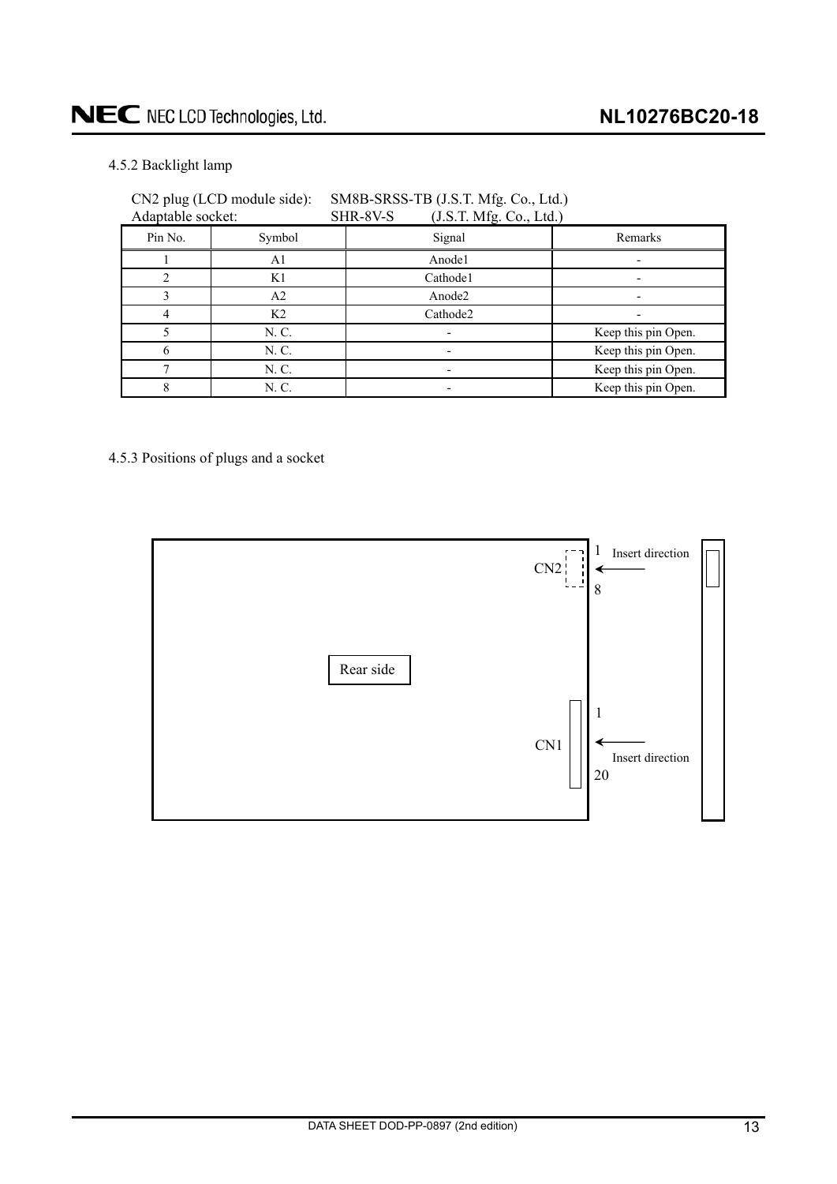### 4.5.2 Backlight lamp

CN2 plug (LCD module side): SM8B-SRSS-TB (J.S.T. Mfg. Co., Ltd.)
Adaptable socket: SHR-8V-S (J.S.T. Mfg. Co., Ltd.)

| Pin No. | Symbol | Signal | Remarks |
|---|---|---|---|
| 1 | A1 | Anode1 | - |
| 2 | K1 | Cathode1 | - |
| 3 | A2 | Anode2 | - |
| 4 | K2 | Cathode2 | - |
| 5 | N. C. | - | Keep this pin Open. |
| 6 | N. C. | - | Keep this pin Open. |
| 7 | N. C. | - | Keep this pin Open. |
| 8 | N. C. | - | Keep this pin Open. |

### 4.5.3 Positions of plugs and a socket

CN2 1 8 Insert direction

Rear side

CN1 1 20 Insert direction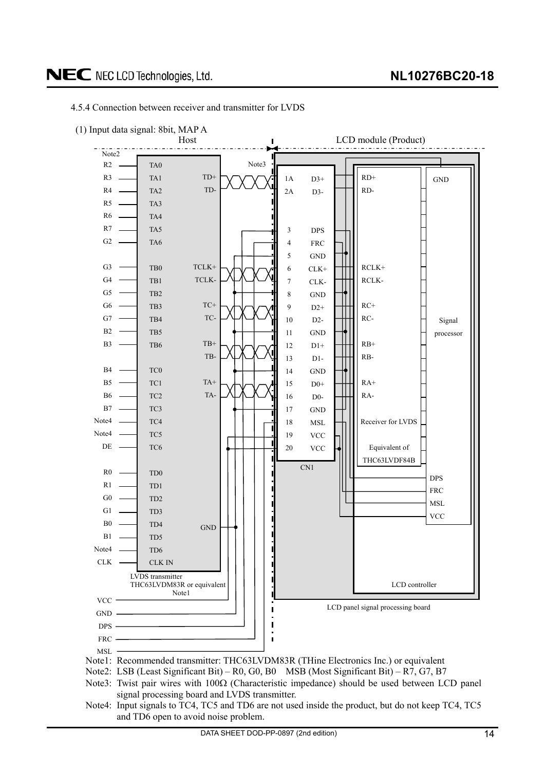4.5.4 Connection between receiver and transmitter for LVDS

(1) Input data signal: 8bit, MAP A

Host | LCD module (Product)

| Host input (Note2) | LVDS transmitter pin | LVDS output | CN1 pin | CN1 signal | Receiver for LVDS |
|---|---|---|---|---|---|
| R2 | TA0 | TD+ | 1A | D3+ | RD+ |
| R3 | TA1 | TD- | 2A | D3- | RD- |
| R4 | TA2 | | | | |
| R5 | TA3 | | | | |
| R6 | TA4 | | | | |
| R7 | TA5 | | 3 | DPS | |
| G2 | TA6 | | 4 | FRC | |
| | | | 5 | GND | |
| G3 | TB0 | TCLK+ | 6 | CLK+ | RCLK+ |
| G4 | TB1 | TCLK- | 7 | CLK- | RCLK- |
| G5 | TB2 | | 8 | GND | |
| G6 | TB3 | TC+ | 9 | D2+ | RC+ |
| G7 | TB4 | TC- | 10 | D2- | RC- |
| B2 | TB5 | | 11 | GND | |
| B3 | TB6 | TB+ | 12 | D1+ | RB+ |
| | | TB- | 13 | D1- | RB- |
| B4 | TC0 | | 14 | GND | |
| B5 | TC1 | TA+ | 15 | D0+ | RA+ |
| B6 | TC2 | TA- | 16 | D0- | RA- |
| B7 | TC3 | | 17 | GND | |
| Note4 | TC4 | | 18 | MSL | |
| Note4 | TC5 | | 19 | VCC | |
| DE | TC6 | | 20 | VCC | |
| R0 | TD0 | | | | |
| R1 | TD1 | | | | |
| G0 | TD2 | | | | |
| G1 | TD3 | | | | |
| B0 | TD4 | GND | | | |
| B1 | TD5 | | | | |
| Note4 | TD6 | | | | |
| CLK | CLK IN | | | | |

LVDS transmitter THC63LVDM83R or equivalent (Note1)

Host lines: VCC, GND, DPS, FRC, MSL

LCD module: CN1; Receiver for LVDS, Equivalent of THC63LVDF84B; Signal processor (GND, DPS, FRC, MSL, VCC); LCD controller; LCD panel signal processing board

Note3: Twisted pair connection between LVDS transmitter and CN1.

Note1: Recommended transmitter: THC63LVDM83R (THine Electronics Inc.) or equivalent

Note2: LSB (Least Significant Bit) – R0, G0, B0 MSB (Most Significant Bit) – R7, G7, B7

Note3: Twist pair wires with 100Ω (Characteristic impedance) should be used between LCD panel signal processing board and LVDS transmitter.

Note4: Input signals to TC4, TC5 and TD6 are not used inside the product, but do not keep TC4, TC5 and TD6 open to avoid noise problem.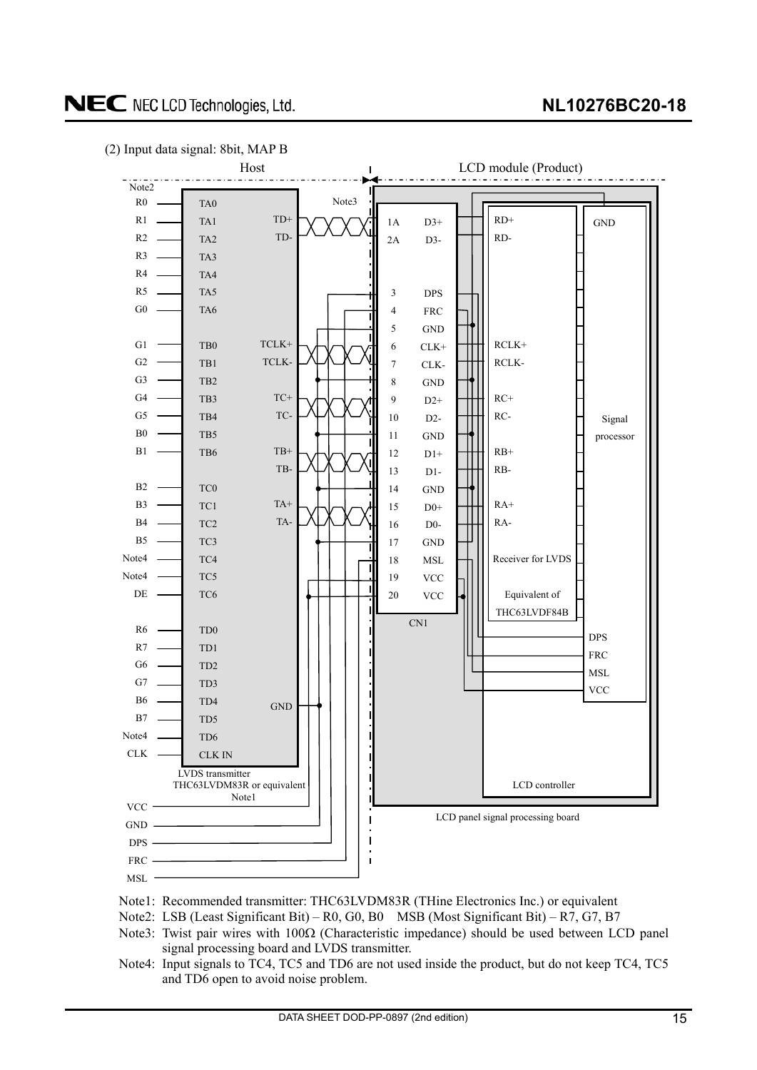(2) Input data signal: 8bit, MAP B

| Host input (Note2) | LVDS transmitter pin | LVDS output | CN1 pin | CN1 signal | Receiver for LVDS |
|---|---|---|---|---|---|
| R0 | TA0 | TD+ | 1A | D3+ | RD+ |
| R1 | TA1 | TD- | 2A | D3- | RD- |
| R2 | TA2 | | 3 | DPS | |
| R3 | TA3 | | 4 | FRC | |
| R4 | TA4 | | 5 | GND | |
| R5 | TA5 | TCLK+ | 6 | CLK+ | RCLK+ |
| G0 | TA6 | TCLK- | 7 | CLK- | RCLK- |
| G1 | TB0 | | 8 | GND | |
| G2 | TB1 | TC+ | 9 | D2+ | RC+ |
| G3 | TB2 | TC- | 10 | D2- | RC- |
| G4 | TB3 | | 11 | GND | |
| G5 | TB4 | TB+ | 12 | D1+ | RB+ |
| B0 | TB5 | TB- | 13 | D1- | RB- |
| B1 | TB6 | | 14 | GND | |
| B2 | TC0 | TA+ | 15 | D0+ | RA+ |
| B3 | TC1 | TA- | 16 | D0- | RA- |
| B4 | TC2 | | 17 | GND | |
| B5 | TC3 | | 18 | MSL | |
| Note4 | TC4 | | 19 | VCC | |
| Note4 | TC5 | | 20 | VCC | |
| DE | TC6 | | | | |
| R6 | TD0 | | | | |
| R7 | TD1 | | | | |
| G6 | TD2 | | | | |
| G7 | TD3 | | | | |
| B6 | TD4 | GND | | | |
| B7 | TD5 | | | | |
| Note4 | TD6 | | | | |
| CLK | CLK IN | | | | |

Host: LVDS transmitter THC63LVDM83R or equivalent (Note1). Host lines VCC, GND, DPS, FRC, MSL connect to CN1.

LCD module (Product): CN1 → LCD panel signal processing board → LCD controller, consisting of Receiver for LVDS (Equivalent of THC63LVDF84B) and Signal processor (GND, DPS, FRC, MSL, VCC). Twisted pair wiring between host and CN1 (Note3).

Note1: Recommended transmitter: THC63LVDM83R (THine Electronics Inc.) or equivalent

Note2: LSB (Least Significant Bit) – R0, G0, B0 MSB (Most Significant Bit) – R7, G7, B7

Note3: Twist pair wires with 100Ω (Characteristic impedance) should be used between LCD panel signal processing board and LVDS transmitter.

Note4: Input signals to TC4, TC5 and TD6 are not used inside the product, but do not keep TC4, TC5 and TD6 open to avoid noise problem.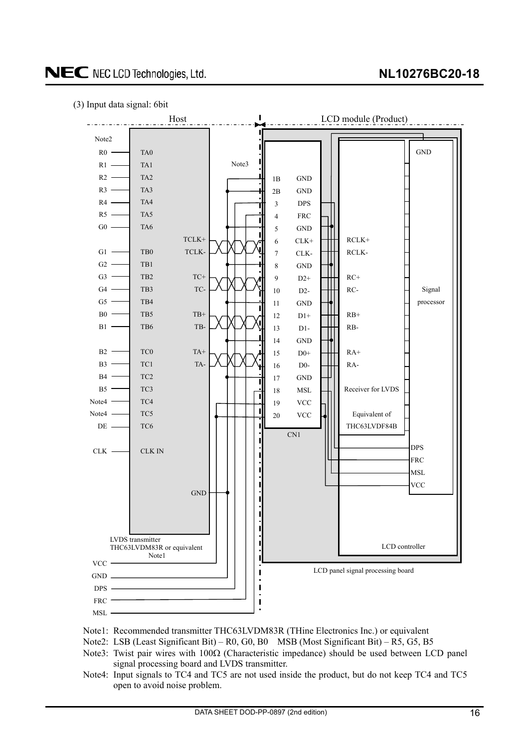(3) Input data signal: 6bit

| Host signal | LVDS transmitter input | LVDS transmitter output | CN1 pin | CN1 signal | Receiver for LVDS |
|---|---|---|---|---|---|
| R0 | TA0 | | 1B | GND | |
| R1 | TA1 | | 2B | GND | |
| R2 | TA2 | | 3 | DPS | |
| R3 | TA3 | | 4 | FRC | |
| R4 | TA4 | | 5 | GND | |
| R5 | TA5 | TCLK+ | 6 | CLK+ | RCLK+ |
| G0 | TA6 | TCLK- | 7 | CLK- | RCLK- |
| G1 | TB0 | | 8 | GND | |
| G2 | TB1 | TC+ | 9 | D2+ | RC+ |
| G3 | TB2 | TC- | 10 | D2- | RC- |
| G4 | TB3 | | 11 | GND | |
| G5 | TB4 | TB+ | 12 | D1+ | RB+ |
| B0 | TB5 | TB- | 13 | D1- | RB- |
| B1 | TB6 | | 14 | GND | |
| B2 | TC0 | TA+ | 15 | D0+ | RA+ |
| B3 | TC1 | TA- | 16 | D0- | RA- |
| B4 | TC2 | | 17 | GND | |
| B5 | TC3 | | 18 | MSL | |
| Note4 | TC4 | | 19 | VCC | |
| Note4 | TC5 | | 20 | VCC | |
| DE | TC6 | | | | |
| CLK | CLK IN | GND | | | |

Host: LVDS transmitter THC63LVDM83R or equivalent (Note1); Note2 applies to R0–B5 inputs; Note3 applies to the twisted pair cables. Host signals VCC, GND, DPS, FRC, MSL connect to CN1.

LCD module (Product): LCD panel signal processing board, containing CN1, Receiver for LVDS (Equivalent of THC63LVDF84B), Signal processor (GND, DPS, FRC, MSL, VCC) and LCD controller.

Note1: Recommended transmitter THC63LVDM83R (THine Electronics Inc.) or equivalent

Note2: LSB (Least Significant Bit) – R0, G0, B0    MSB (Most Significant Bit) – R5, G5, B5

Note3: Twist pair wires with 100Ω (Characteristic impedance) should be used between LCD panel signal processing board and LVDS transmitter.

Note4: Input signals to TC4 and TC5 are not used inside the product, but do not keep TC4 and TC5 open to avoid noise problem.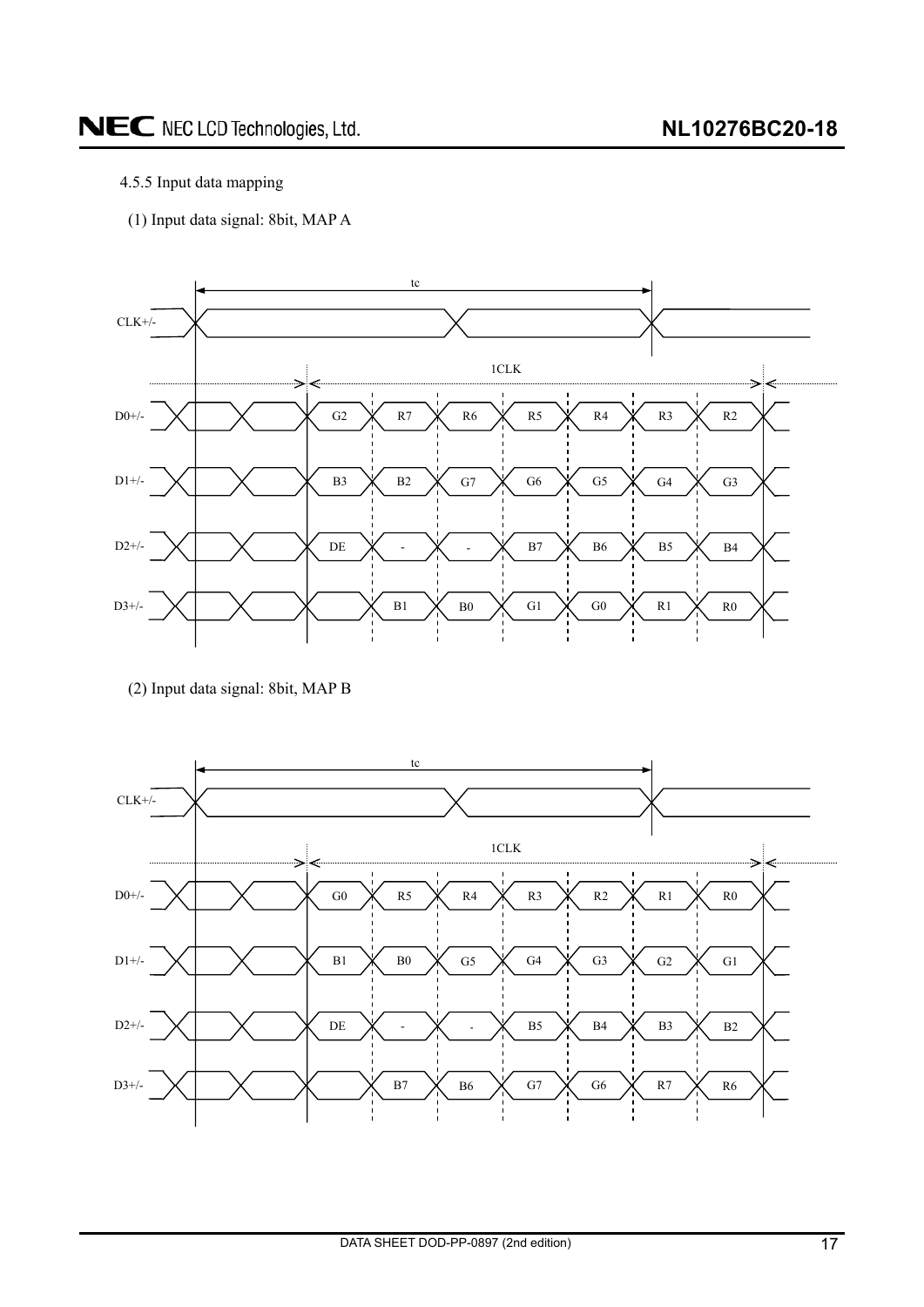4.5.5 Input data mapping

(1) Input data signal: 8bit, MAP A

| Signal | | | | | | | |
|---|---|---|---|---|---|---|---|
| D0+/- | G2 | R7 | R6 | R5 | R4 | R3 | R2 |
| D1+/- | B3 | B2 | G7 | G6 | G5 | G4 | G3 |
| D2+/- | DE | - | - | B7 | B6 | B5 | B4 |
| D3+/- | | B1 | B0 | G1 | G0 | R1 | R0 |

(tc: CLK+/- period; 1CLK)

(2) Input data signal: 8bit, MAP B

| Signal | | | | | | | |
|---|---|---|---|---|---|---|---|
| D0+/- | G0 | R5 | R4 | R3 | R2 | R1 | R0 |
| D1+/- | B1 | B0 | G5 | G4 | G3 | G2 | G1 |
| D2+/- | DE | - | - | B5 | B4 | B3 | B2 |
| D3+/- | | B7 | B6 | G7 | G6 | R7 | R6 |

(tc: CLK+/- period; 1CLK)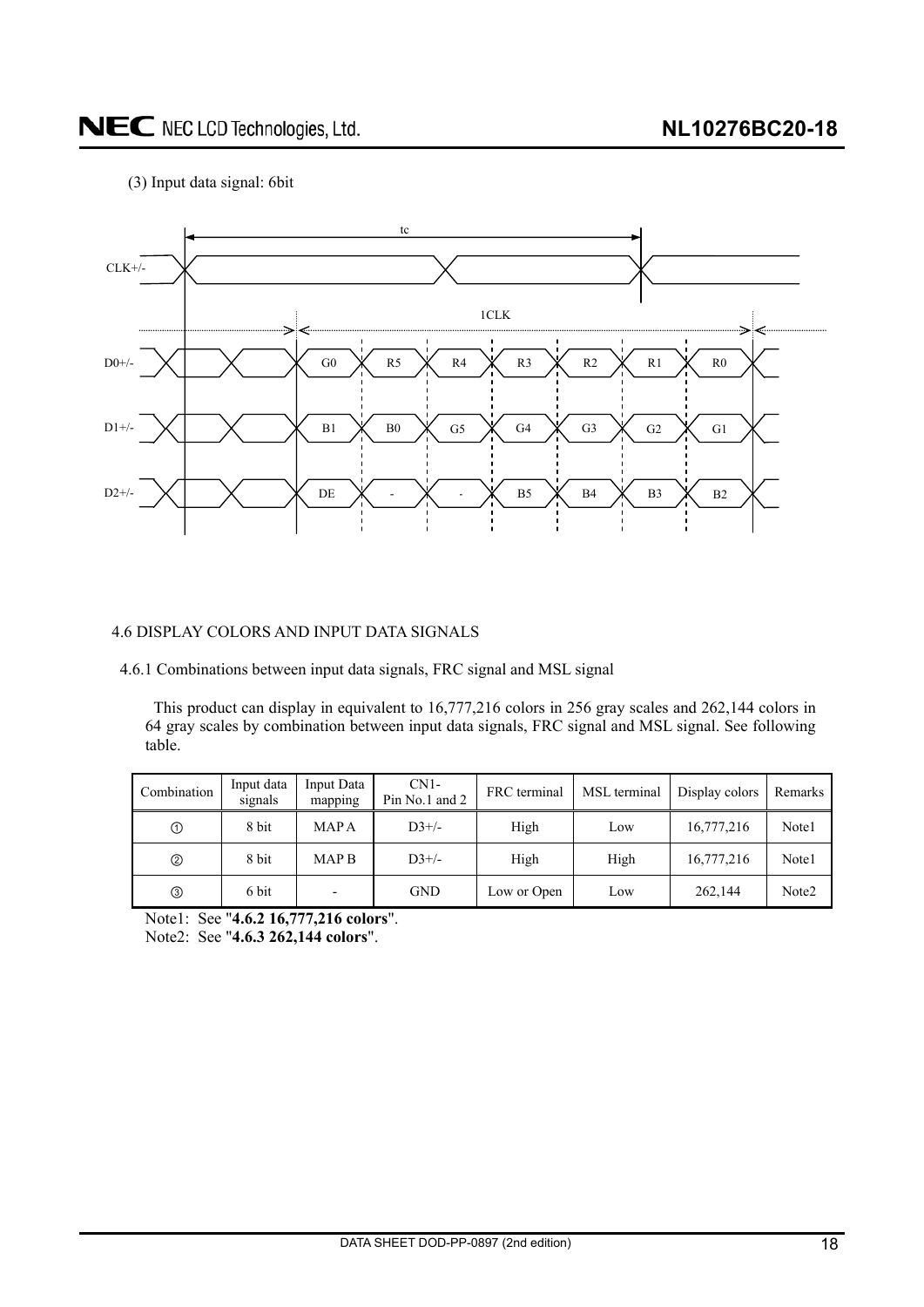(3) Input data signal: 6bit

tc

CLK+/-

1CLK

| | | | | | | | |
|---|---|---|---|---|---|---|---|
| D0+/- | G0 | R5 | R4 | R3 | R2 | R1 | R0 |
| D1+/- | B1 | B0 | G5 | G4 | G3 | G2 | G1 |
| D2+/- | DE | - | - | B5 | B4 | B3 | B2 |

### 4.6 DISPLAY COLORS AND INPUT DATA SIGNALS

#### 4.6.1 Combinations between input data signals, FRC signal and MSL signal

This product can display in equivalent to 16,777,216 colors in 256 gray scales and 262,144 colors in 64 gray scales by combination between input data signals, FRC signal and MSL signal. See following table.

| Combination | Input data signals | Input Data mapping | CN1- Pin No.1 and 2 | FRC terminal | MSL terminal | Display colors | Remarks |
|---|---|---|---|---|---|---|---|
| ① | 8 bit | MAP A | D3+/- | High | Low | 16,777,216 | Note1 |
| ② | 8 bit | MAP B | D3+/- | High | High | 16,777,216 | Note1 |
| ③ | 6 bit | - | GND | Low or Open | Low | 262,144 | Note2 |

Note1: See "**4.6.2 16,777,216 colors**".
Note2: See "**4.6.3 262,144 colors**".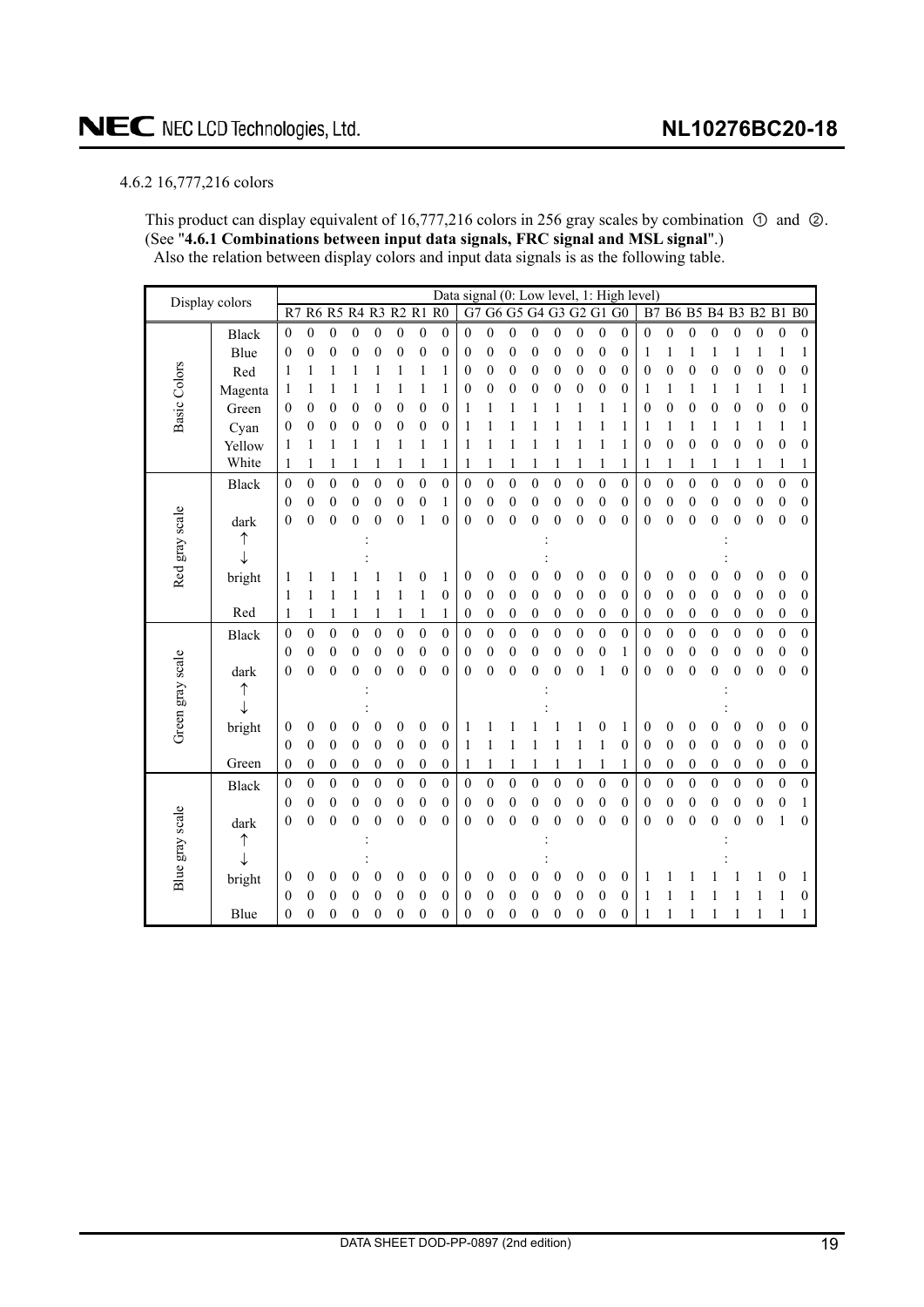#### 4.6.2 16,777,216 colors

This product can display equivalent of 16,777,216 colors in 256 gray scales by combination ① and ②. (See "**4.6.1 Combinations between input data signals, FRC signal and MSL signal**".)
Also the relation between display colors and input data signals is as the following table.

| Display colors | | R7 | R6 | R5 | R4 | R3 | R2 | R1 | R0 | G7 | G6 | G5 | G4 | G3 | G2 | G1 | G0 | B7 | B6 | B5 | B4 | B3 | B2 | B1 | B0 |
|---|---|---|---|---|---|---|---|---|---|---|---|---|---|---|---|---|---|---|---|---|---|---|---|---|---|
| Basic Colors | Black | 0 | 0 | 0 | 0 | 0 | 0 | 0 | 0 | 0 | 0 | 0 | 0 | 0 | 0 | 0 | 0 | 0 | 0 | 0 | 0 | 0 | 0 | 0 | 0 |
| | Blue | 0 | 0 | 0 | 0 | 0 | 0 | 0 | 0 | 0 | 0 | 0 | 0 | 0 | 0 | 0 | 0 | 1 | 1 | 1 | 1 | 1 | 1 | 1 | 1 |
| | Red | 1 | 1 | 1 | 1 | 1 | 1 | 1 | 1 | 0 | 0 | 0 | 0 | 0 | 0 | 0 | 0 | 0 | 0 | 0 | 0 | 0 | 0 | 0 | 0 |
| | Magenta | 1 | 1 | 1 | 1 | 1 | 1 | 1 | 1 | 0 | 0 | 0 | 0 | 0 | 0 | 0 | 0 | 1 | 1 | 1 | 1 | 1 | 1 | 1 | 1 |
| | Green | 0 | 0 | 0 | 0 | 0 | 0 | 0 | 0 | 1 | 1 | 1 | 1 | 1 | 1 | 1 | 1 | 0 | 0 | 0 | 0 | 0 | 0 | 0 | 0 |
| | Cyan | 0 | 0 | 0 | 0 | 0 | 0 | 0 | 0 | 1 | 1 | 1 | 1 | 1 | 1 | 1 | 1 | 1 | 1 | 1 | 1 | 1 | 1 | 1 | 1 |
| | Yellow | 1 | 1 | 1 | 1 | 1 | 1 | 1 | 1 | 1 | 1 | 1 | 1 | 1 | 1 | 1 | 1 | 0 | 0 | 0 | 0 | 0 | 0 | 0 | 0 |
| | White | 1 | 1 | 1 | 1 | 1 | 1 | 1 | 1 | 1 | 1 | 1 | 1 | 1 | 1 | 1 | 1 | 1 | 1 | 1 | 1 | 1 | 1 | 1 | 1 |
| Red gray scale | Black | 0 | 0 | 0 | 0 | 0 | 0 | 0 | 0 | 0 | 0 | 0 | 0 | 0 | 0 | 0 | 0 | 0 | 0 | 0 | 0 | 0 | 0 | 0 | 0 |
| | | 0 | 0 | 0 | 0 | 0 | 0 | 0 | 1 | 0 | 0 | 0 | 0 | 0 | 0 | 0 | 0 | 0 | 0 | 0 | 0 | 0 | 0 | 0 | 0 |
| | dark | 0 | 0 | 0 | 0 | 0 | 0 | 1 | 0 | 0 | 0 | 0 | 0 | 0 | 0 | 0 | 0 | 0 | 0 | 0 | 0 | 0 | 0 | 0 | 0 |
| | ↑ | | | | : | | | | | | | | : | | | | | | | | : | | | | |
| | ↓ | | | | : | | | | | | | | : | | | | | | | | : | | | | |
| | bright | 1 | 1 | 1 | 1 | 1 | 1 | 0 | 1 | 0 | 0 | 0 | 0 | 0 | 0 | 0 | 0 | 0 | 0 | 0 | 0 | 0 | 0 | 0 | 0 |
| | | 1 | 1 | 1 | 1 | 1 | 1 | 1 | 0 | 0 | 0 | 0 | 0 | 0 | 0 | 0 | 0 | 0 | 0 | 0 | 0 | 0 | 0 | 0 | 0 |
| | Red | 1 | 1 | 1 | 1 | 1 | 1 | 1 | 1 | 0 | 0 | 0 | 0 | 0 | 0 | 0 | 0 | 0 | 0 | 0 | 0 | 0 | 0 | 0 | 0 |
| Green gray scale | Black | 0 | 0 | 0 | 0 | 0 | 0 | 0 | 0 | 0 | 0 | 0 | 0 | 0 | 0 | 0 | 0 | 0 | 0 | 0 | 0 | 0 | 0 | 0 | 0 |
| | | 0 | 0 | 0 | 0 | 0 | 0 | 0 | 0 | 0 | 0 | 0 | 0 | 0 | 0 | 0 | 1 | 0 | 0 | 0 | 0 | 0 | 0 | 0 | 0 |
| | dark | 0 | 0 | 0 | 0 | 0 | 0 | 0 | 0 | 0 | 0 | 0 | 0 | 0 | 0 | 1 | 0 | 0 | 0 | 0 | 0 | 0 | 0 | 0 | 0 |
| | ↑ | | | | : | | | | | | | | : | | | | | | | | : | | | | |
| | ↓ | | | | : | | | | | | | | : | | | | | | | | : | | | | |
| | bright | 0 | 0 | 0 | 0 | 0 | 0 | 0 | 0 | 1 | 1 | 1 | 1 | 1 | 1 | 0 | 1 | 0 | 0 | 0 | 0 | 0 | 0 | 0 | 0 |
| | | 0 | 0 | 0 | 0 | 0 | 0 | 0 | 0 | 1 | 1 | 1 | 1 | 1 | 1 | 1 | 0 | 0 | 0 | 0 | 0 | 0 | 0 | 0 | 0 |
| | Green | 0 | 0 | 0 | 0 | 0 | 0 | 0 | 0 | 1 | 1 | 1 | 1 | 1 | 1 | 1 | 1 | 0 | 0 | 0 | 0 | 0 | 0 | 0 | 0 |
| Blue gray scale | Black | 0 | 0 | 0 | 0 | 0 | 0 | 0 | 0 | 0 | 0 | 0 | 0 | 0 | 0 | 0 | 0 | 0 | 0 | 0 | 0 | 0 | 0 | 0 | 0 |
| | | 0 | 0 | 0 | 0 | 0 | 0 | 0 | 0 | 0 | 0 | 0 | 0 | 0 | 0 | 0 | 0 | 0 | 0 | 0 | 0 | 0 | 0 | 0 | 1 |
| | dark | 0 | 0 | 0 | 0 | 0 | 0 | 0 | 0 | 0 | 0 | 0 | 0 | 0 | 0 | 0 | 0 | 0 | 0 | 0 | 0 | 0 | 0 | 1 | 0 |
| | ↑ | | | | : | | | | | | | | : | | | | | | | | : | | | | |
| | ↓ | | | | : | | | | | | | | : | | | | | | | | : | | | | |
| | bright | 0 | 0 | 0 | 0 | 0 | 0 | 0 | 0 | 0 | 0 | 0 | 0 | 0 | 0 | 0 | 0 | 1 | 1 | 1 | 1 | 1 | 1 | 0 | 1 |
| | | 0 | 0 | 0 | 0 | 0 | 0 | 0 | 0 | 0 | 0 | 0 | 0 | 0 | 0 | 0 | 0 | 1 | 1 | 1 | 1 | 1 | 1 | 1 | 0 |
| | Blue | 0 | 0 | 0 | 0 | 0 | 0 | 0 | 0 | 0 | 0 | 0 | 0 | 0 | 0 | 0 | 0 | 1 | 1 | 1 | 1 | 1 | 1 | 1 | 1 |

Data signal (0: Low level, 1: High level)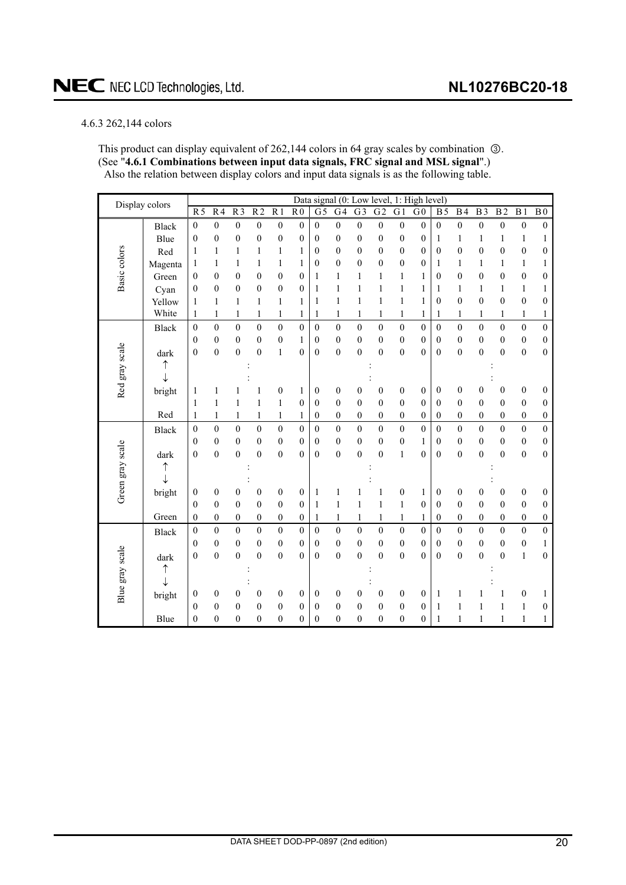### 4.6.3 262,144 colors

This product can display equivalent of 262,144 colors in 64 gray scales by combination ③.
(See "**4.6.1 Combinations between input data signals, FRC signal and MSL signal**".)
Also the relation between display colors and input data signals is as the following table.

| Display colors | | Data signal (0: Low level, 1: High level) | | | | | | | | | | | | | | | | | |
|---|---|---|---|---|---|---|---|---|---|---|---|---|---|---|---|---|---|---|---|
| | | R5 | R4 | R3 | R2 | R1 | R0 | G5 | G4 | G3 | G2 | G1 | G0 | B5 | B4 | B3 | B2 | B1 | B0 |
| Basic colors | Black | 0 | 0 | 0 | 0 | 0 | 0 | 0 | 0 | 0 | 0 | 0 | 0 | 0 | 0 | 0 | 0 | 0 | 0 |
| | Blue | 0 | 0 | 0 | 0 | 0 | 0 | 0 | 0 | 0 | 0 | 0 | 0 | 1 | 1 | 1 | 1 | 1 | 1 |
| | Red | 1 | 1 | 1 | 1 | 1 | 1 | 0 | 0 | 0 | 0 | 0 | 0 | 0 | 0 | 0 | 0 | 0 | 0 |
| | Magenta | 1 | 1 | 1 | 1 | 1 | 1 | 0 | 0 | 0 | 0 | 0 | 0 | 1 | 1 | 1 | 1 | 1 | 1 |
| | Green | 0 | 0 | 0 | 0 | 0 | 0 | 1 | 1 | 1 | 1 | 1 | 1 | 0 | 0 | 0 | 0 | 0 | 0 |
| | Cyan | 0 | 0 | 0 | 0 | 0 | 0 | 1 | 1 | 1 | 1 | 1 | 1 | 1 | 1 | 1 | 1 | 1 | 1 |
| | Yellow | 1 | 1 | 1 | 1 | 1 | 1 | 1 | 1 | 1 | 1 | 1 | 1 | 0 | 0 | 0 | 0 | 0 | 0 |
| | White | 1 | 1 | 1 | 1 | 1 | 1 | 1 | 1 | 1 | 1 | 1 | 1 | 1 | 1 | 1 | 1 | 1 | 1 |
| Red gray scale | Black | 0 | 0 | 0 | 0 | 0 | 0 | 0 | 0 | 0 | 0 | 0 | 0 | 0 | 0 | 0 | 0 | 0 | 0 |
| | | 0 | 0 | 0 | 0 | 0 | 1 | 0 | 0 | 0 | 0 | 0 | 0 | 0 | 0 | 0 | 0 | 0 | 0 |
| | dark | 0 | 0 | 0 | 0 | 1 | 0 | 0 | 0 | 0 | 0 | 0 | 0 | 0 | 0 | 0 | 0 | 0 | 0 |
| | ↑ | | | : | | | | | | : | | | | | | : | | | |
| | ↓ | | | : | | | | | | : | | | | | | : | | | |
| | bright | 1 | 1 | 1 | 1 | 0 | 1 | 0 | 0 | 0 | 0 | 0 | 0 | 0 | 0 | 0 | 0 | 0 | 0 |
| | | 1 | 1 | 1 | 1 | 1 | 0 | 0 | 0 | 0 | 0 | 0 | 0 | 0 | 0 | 0 | 0 | 0 | 0 |
| | Red | 1 | 1 | 1 | 1 | 1 | 1 | 0 | 0 | 0 | 0 | 0 | 0 | 0 | 0 | 0 | 0 | 0 | 0 |
| Green gray scale | Black | 0 | 0 | 0 | 0 | 0 | 0 | 0 | 0 | 0 | 0 | 0 | 0 | 0 | 0 | 0 | 0 | 0 | 0 |
| | | 0 | 0 | 0 | 0 | 0 | 0 | 0 | 0 | 0 | 0 | 0 | 1 | 0 | 0 | 0 | 0 | 0 | 0 |
| | dark | 0 | 0 | 0 | 0 | 0 | 0 | 0 | 0 | 0 | 0 | 1 | 0 | 0 | 0 | 0 | 0 | 0 | 0 |
| | ↑ | | | : | | | | | | : | | | | | | : | | | |
| | ↓ | | | : | | | | | | : | | | | | | : | | | |
| | bright | 0 | 0 | 0 | 0 | 0 | 0 | 1 | 1 | 1 | 1 | 0 | 1 | 0 | 0 | 0 | 0 | 0 | 0 |
| | | 0 | 0 | 0 | 0 | 0 | 0 | 1 | 1 | 1 | 1 | 1 | 0 | 0 | 0 | 0 | 0 | 0 | 0 |
| | Green | 0 | 0 | 0 | 0 | 0 | 0 | 1 | 1 | 1 | 1 | 1 | 1 | 0 | 0 | 0 | 0 | 0 | 0 |
| Blue gray scale | Black | 0 | 0 | 0 | 0 | 0 | 0 | 0 | 0 | 0 | 0 | 0 | 0 | 0 | 0 | 0 | 0 | 0 | 0 |
| | | 0 | 0 | 0 | 0 | 0 | 0 | 0 | 0 | 0 | 0 | 0 | 0 | 0 | 0 | 0 | 0 | 0 | 1 |
| | dark | 0 | 0 | 0 | 0 | 0 | 0 | 0 | 0 | 0 | 0 | 0 | 0 | 0 | 0 | 0 | 0 | 1 | 0 |
| | ↑ | | | : | | | | | | : | | | | | | : | | | |
| | ↓ | | | : | | | | | | : | | | | | | : | | | |
| | bright | 0 | 0 | 0 | 0 | 0 | 0 | 0 | 0 | 0 | 0 | 0 | 0 | 1 | 1 | 1 | 1 | 0 | 1 |
| | | 0 | 0 | 0 | 0 | 0 | 0 | 0 | 0 | 0 | 0 | 0 | 0 | 1 | 1 | 1 | 1 | 1 | 0 |
| | Blue | 0 | 0 | 0 | 0 | 0 | 0 | 0 | 0 | 0 | 0 | 0 | 0 | 1 | 1 | 1 | 1 | 1 | 1 |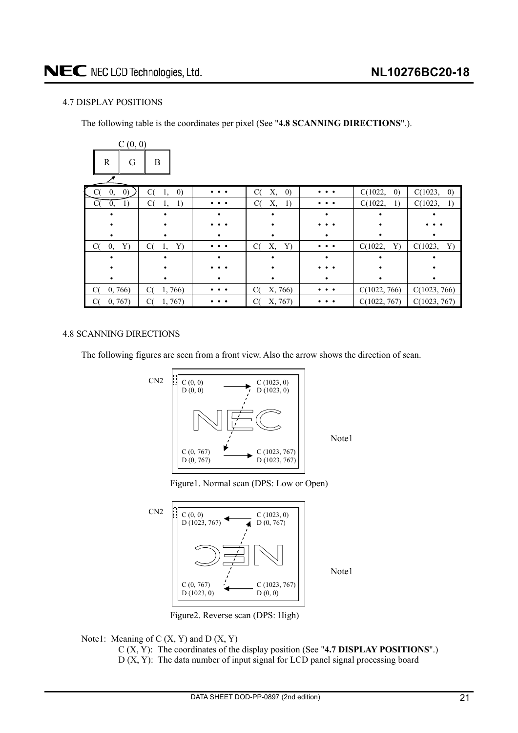## 4.7 DISPLAY POSITIONS

The following table is the coordinates per pixel (See "**4.8 SCANNING DIRECTIONS**".).

C (0, 0)

| R | G | B |
|---|---|---|

| C( 0, 0) | C( 1, 0) | • • • | C( X, 0) | • • • | C(1022, 0) | C(1023, 0) |
|---|---|---|---|---|---|---|
| C( 0, 1) | C( 1, 1) | • • • | C( X, 1) | • • • | C(1022, 1) | C(1023, 1) |
| • | • | • | • | • | • | • |
| • | • | • • • | • | • • • | • | • • • |
| • | • | • | • | • | • | • |
| C( 0, Y) | C( 1, Y) | • • • | C( X, Y) | • • • | C(1022, Y) | C(1023, Y) |
| • | • | • | • | • | • | • |
| • | • | • • • | • | • • • | • | • |
| • | • | • | • | • | • | • |
| C( 0, 766) | C( 1, 766) | • • • | C( X, 766) | • • • | C(1022, 766) | C(1023, 766) |
| C( 0, 767) | C( 1, 767) | • • • | C( X, 767) | • • • | C(1022, 767) | C(1023, 767) |

## 4.8 SCANNING DIRECTIONS

The following figures are seen from a front view. Also the arrow shows the direction of scan.

CN2

C (0, 0) D (0, 0) → C (1023, 0) D (1023, 0)

C (0, 767) D (0, 767) → C (1023, 767) D (1023, 767)

Note1

Figure1. Normal scan (DPS: Low or Open)

CN2

C (0, 0) D (1023, 767) ← C (1023, 0) D (0, 767)

C (0, 767) D (1023, 0) ← C (1023, 767) D (0, 0)

Note1

Figure2. Reverse scan (DPS: High)

Note1: Meaning of C (X, Y) and D (X, Y)

C (X, Y): The coordinates of the display position (See "**4.7 DISPLAY POSITIONS**".)

D (X, Y): The data number of input signal for LCD panel signal processing board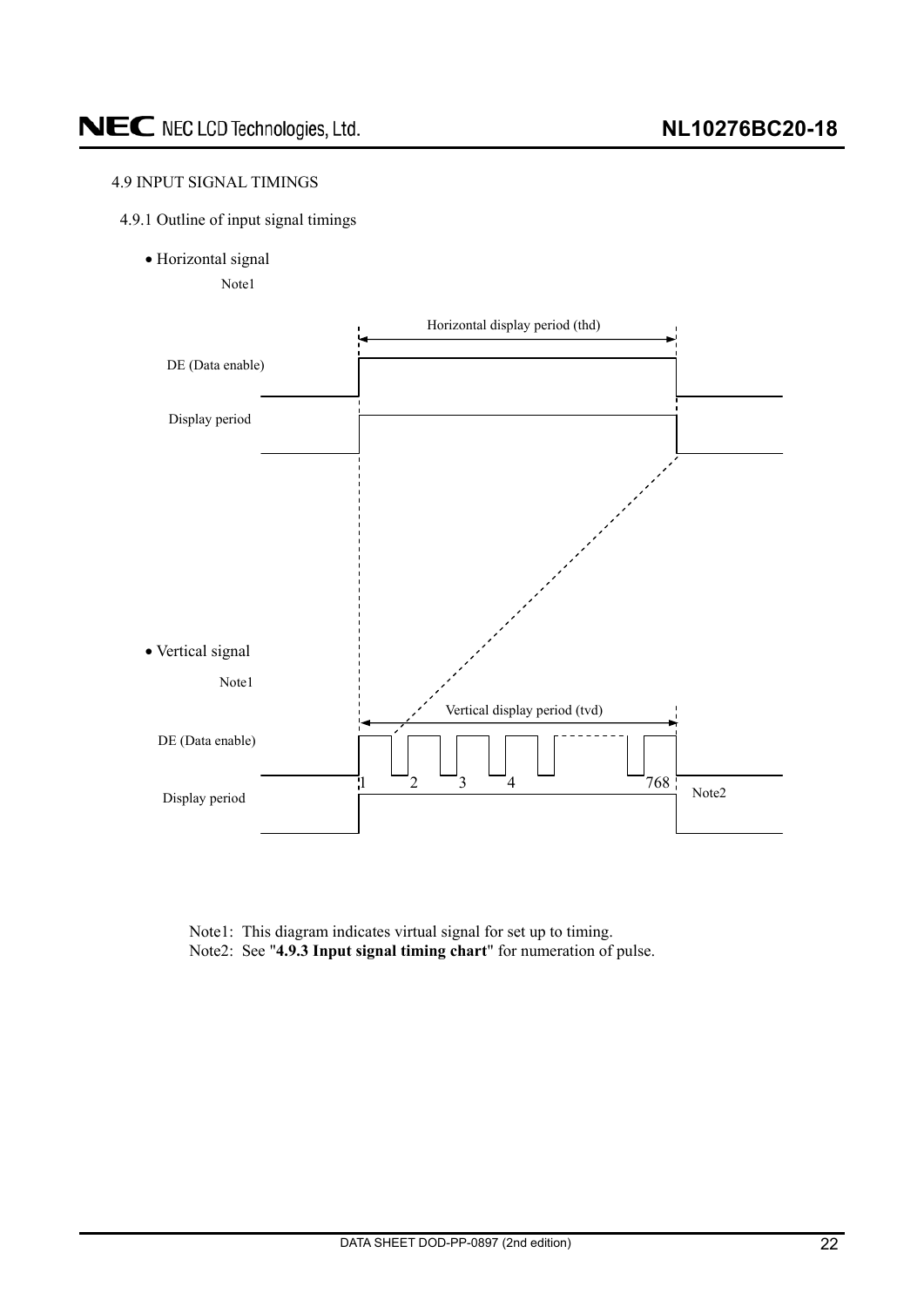### 4.9 INPUT SIGNAL TIMINGS

#### 4.9.1 Outline of input signal timings

- Horizontal signal

Note1

Horizontal display period (thd)

DE (Data enable)

Display period

- Vertical signal

Note1

Vertical display period (tvd)

DE (Data enable)

1 2 3 4 768

Display period

Note2

Note1: This diagram indicates virtual signal for set up to timing.
Note2: See "**4.9.3 Input signal timing chart**" for numeration of pulse.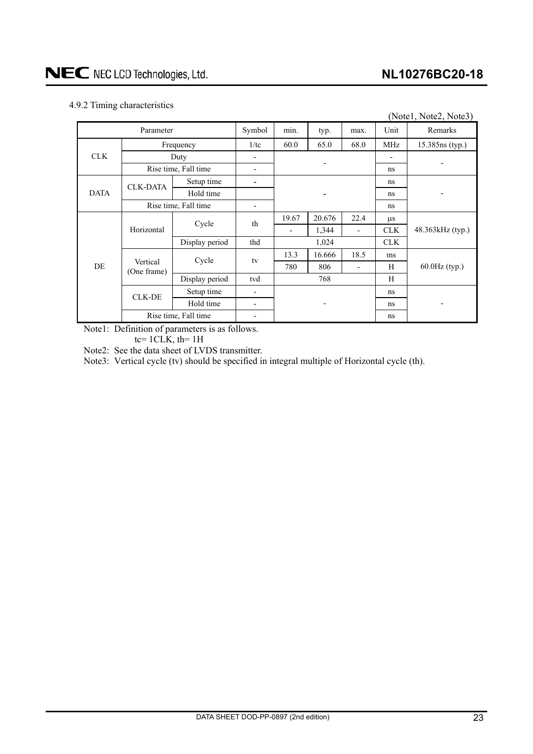#### 4.9.2 Timing characteristics

(Note1, Note2, Note3)

| Parameter | | | Symbol | min. | typ. | max. | Unit | Remarks |
|---|---|---|---|---|---|---|---|---|
| CLK | Frequency | | 1/tc | 60.0 | 65.0 | 68.0 | MHz | 15.385ns (typ.) |
| | Duty | | - | - | | | - | - |
| | Rise time, Fall time | | - | | | | ns | |
| DATA | CLK-DATA | Setup time | - | - | | | ns | - |
| | | Hold time | | | | | ns | |
| | Rise time, Fall time | | - | | | | ns | |
| DE | Horizontal | Cycle | th | 19.67 | 20.676 | 22.4 | μs | 48.363kHz (typ.) |
| | | | | - | 1,344 | - | CLK | |
| | | Display period | thd | | 1,024 | | CLK | |
| | Vertical (One frame) | Cycle | tv | 13.3 | 16.666 | 18.5 | ms | 60.0Hz (typ.) |
| | | | | 780 | 806 | - | H | |
| | | Display period | tvd | | 768 | | H | |
| | CLK-DE | Setup time | - | - | | | ns | - |
| | | Hold time | - | | | | ns | |
| | Rise time, Fall time | | - | | | | ns | |

Note1: Definition of parameters is as follows.
tc= 1CLK, th= 1H

Note2: See the data sheet of LVDS transmitter.

Note3: Vertical cycle (tv) should be specified in integral multiple of Horizontal cycle (th).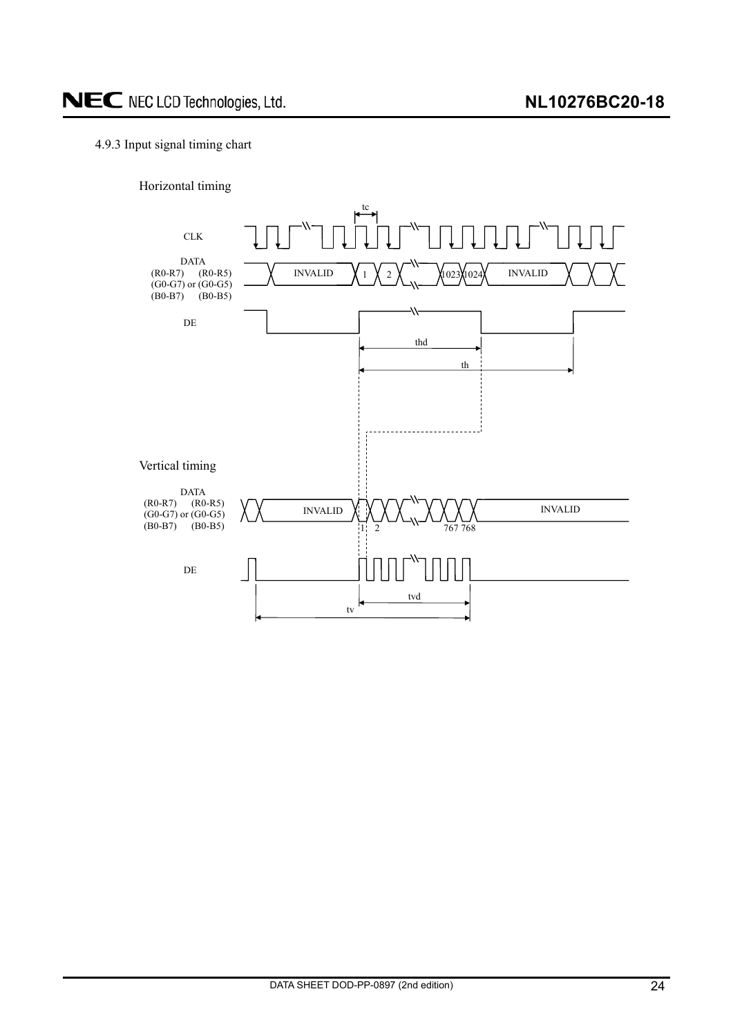### 4.9.3 Input signal timing chart

Horizontal timing

CLK

DATA
(R0-R7) (R0-R5)
(G0-G7) or (G0-G5)
(B0-B7) (B0-B5)

INVALID 1 2 1023 1024 INVALID

DE

tc

thd

th

Vertical timing

DATA
(R0-R7) (R0-R5)
(G0-G7) or (G0-G5)
(B0-B7) (B0-B5)

INVALID 1 2 767 768 INVALID

DE

tvd

tv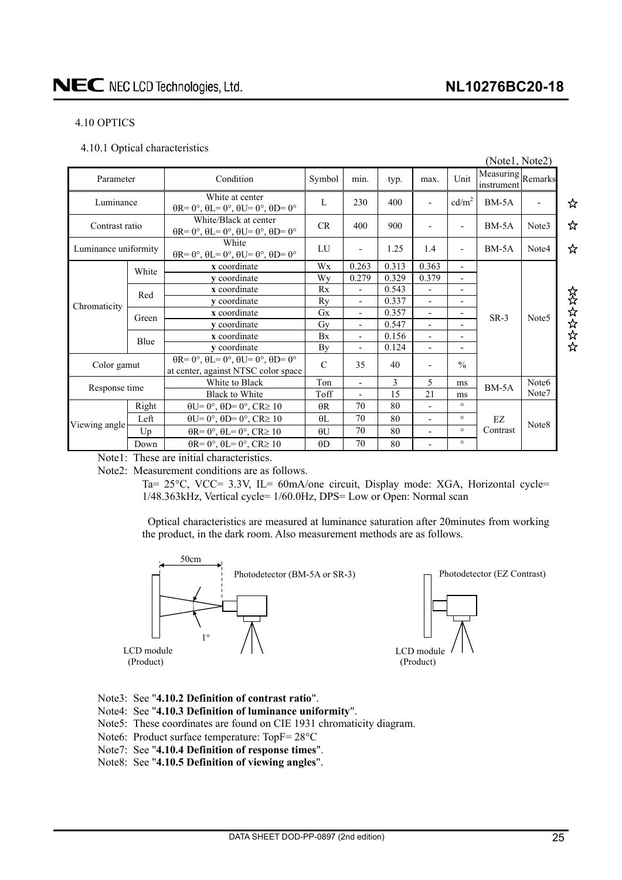## 4.10 OPTICS

### 4.10.1 Optical characteristics

(Note1, Note2)

| Parameter | | Condition | Symbol | min. | typ. | max. | Unit | Measuring instrument | Remarks |
|---|---|---|---|---|---|---|---|---|---|
| Luminance | | White at center θR= 0°, θL= 0°, θU= 0°, θD= 0° | L | 230 | 400 | - | cd/m² | BM-5A | - |
| Contrast ratio | | White/Black at center θR= 0°, θL= 0°, θU= 0°, θD= 0° | CR | 400 | 900 | - | - | BM-5A | Note3 |
| Luminance uniformity | | White θR= 0°, θL= 0°, θU= 0°, θD= 0° | LU | - | 1.25 | 1.4 | - | BM-5A | Note4 |
| Chromaticity | White | **x** coordinate | Wx | 0.263 | 0.313 | 0.363 | - | SR-3 | Note5 |
| | | **y** coordinate | Wy | 0.279 | 0.329 | 0.379 | - | | |
| | Red | **x** coordinate | Rx | - | 0.543 | - | - | | |
| | | **y** coordinate | Ry | - | 0.337 | - | - | | |
| | Green | **x** coordinate | Gx | - | 0.357 | - | - | | |
| | | **y** coordinate | Gy | - | 0.547 | - | - | | |
| | Blue | **x** coordinate | Bx | - | 0.156 | - | - | | |
| | | **y** coordinate | By | - | 0.124 | - | - | | |
| Color gamut | | θR= 0°, θL= 0°, θU= 0°, θD= 0° at center, against NTSC color space | C | 35 | 40 | - | % | | |
| Response time | | White to Black | Ton | - | 3 | 5 | ms | BM-5A | Note6 Note7 |
| | | Black to White | Toff | - | 15 | 21 | ms | | |
| Viewing angle | Right | θU= 0°, θD= 0°, CR≥ 10 | θR | 70 | 80 | - | ° | EZ Contrast | Note8 |
| | Left | θU= 0°, θD= 0°, CR≥ 10 | θL | 70 | 80 | - | ° | | |
| | Up | θR= 0°, θL= 0°, CR≥ 10 | θU | 70 | 80 | - | ° | | |
| | Down | θR= 0°, θL= 0°, CR≥ 10 | θD | 70 | 80 | - | ° | | |

Note1: These are initial characteristics.

Note2: Measurement conditions are as follows.

Ta= 25°C, VCC= 3.3V, IL= 60mA/one circuit, Display mode: XGA, Horizontal cycle= 1/48.363kHz, Vertical cycle= 1/60.0Hz, DPS= Low or Open: Normal scan

Optical characteristics are measured at luminance saturation after 20minutes from working the product, in the dark room. Also measurement methods are as follows.

50cm

1°

LCD module (Product)

Photodetector (BM-5A or SR-3)

LCD module (Product)

Photodetector (EZ Contrast)

Note3: See "**4.10.2 Definition of contrast ratio**".

Note4: See "**4.10.3 Definition of luminance uniformity**".

Note5: These coordinates are found on CIE 1931 chromaticity diagram.

Note6: Product surface temperature: TopF= 28°C

Note7: See "**4.10.4 Definition of response times**".

Note8: See "**4.10.5 Definition of viewing angles**".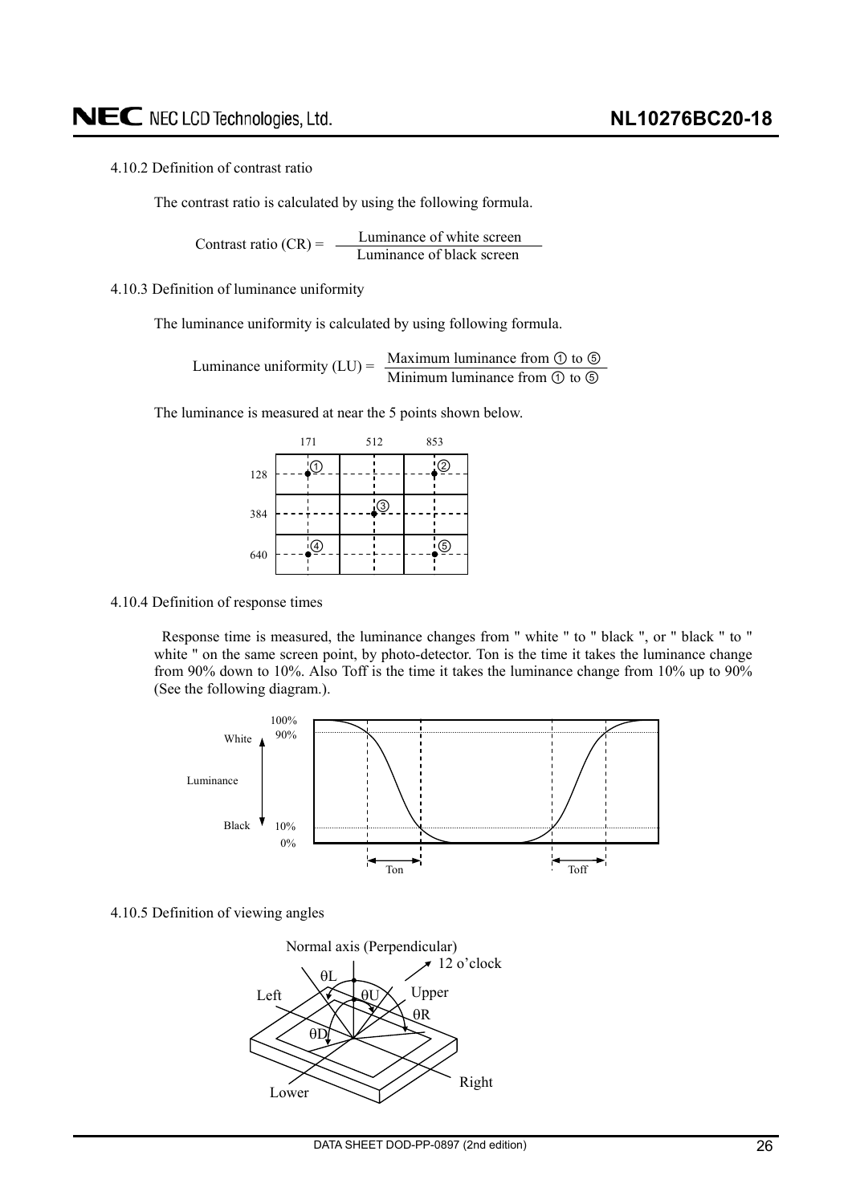4.10.2 Definition of contrast ratio

The contrast ratio is calculated by using the following formula.

$$\text{Contrast ratio (CR)} = \frac{\text{Luminance of white screen}}{\text{Luminance of black screen}}$$

4.10.3 Definition of luminance uniformity

The luminance uniformity is calculated by using following formula.

$$\text{Luminance uniformity (LU)} = \frac{\text{Maximum luminance from ① to ⑤}}{\text{Minimum luminance from ① to ⑤}}$$

The luminance is measured at near the 5 points shown below.

4.10.4 Definition of response times

Response time is measured, the luminance changes from " white " to " black ", or " black " to " white " on the same screen point, by photo-detector. Ton is the time it takes the luminance change from 90% down to 10%. Also Toff is the time it takes the luminance change from 10% up to 90% (See the following diagram.).

4.10.5 Definition of viewing angles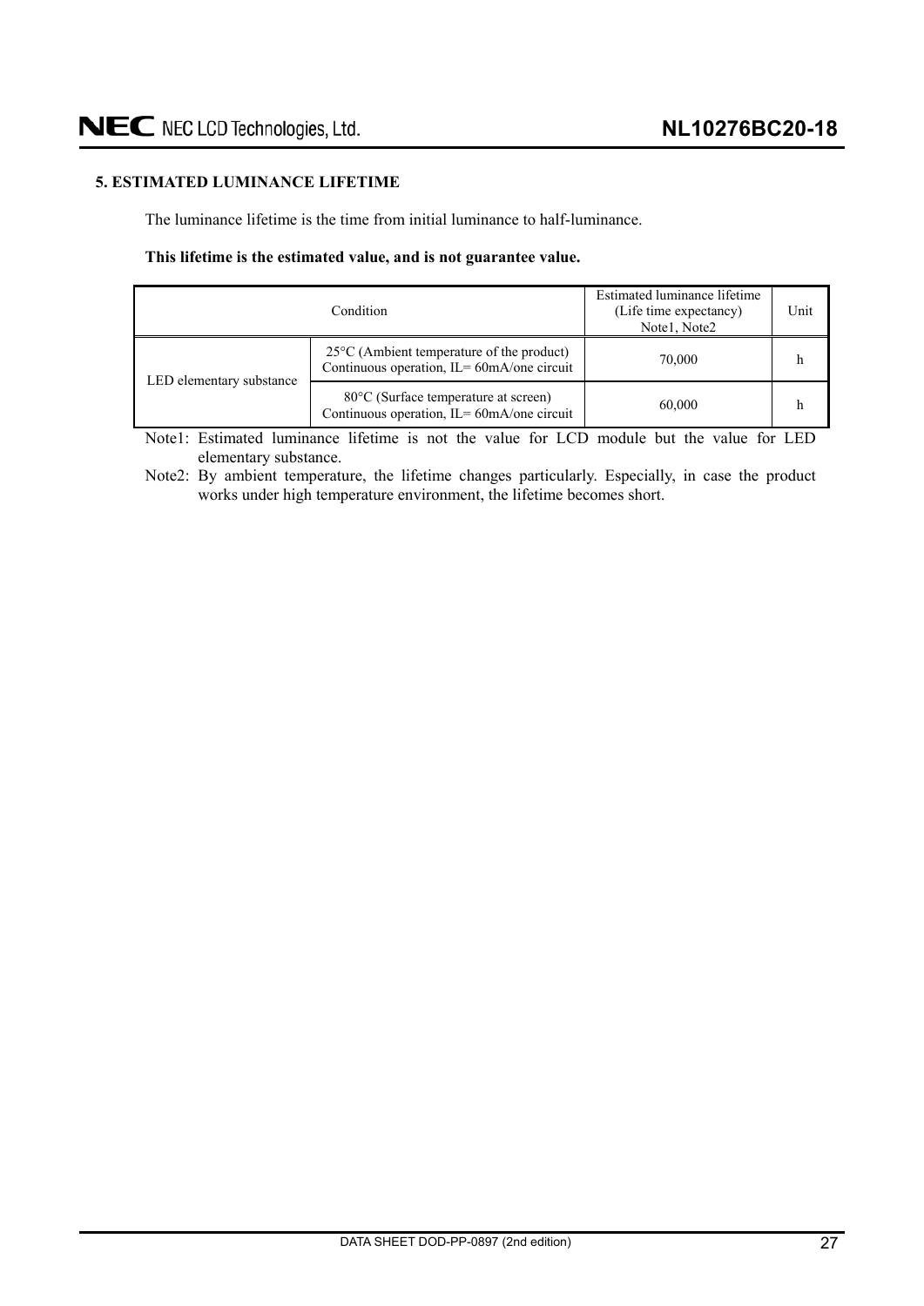## 5. ESTIMATED LUMINANCE LIFETIME

The luminance lifetime is the time from initial luminance to half-luminance.

**This lifetime is the estimated value, and is not guarantee value.**

| Condition | | Estimated luminance lifetime (Life time expectancy) Note1, Note2 | Unit |
|---|---|---|---|
| LED elementary substance | 25°C (Ambient temperature of the product) Continuous operation, IL= 60mA/one circuit | 70,000 | h |
| | 80°C (Surface temperature at screen) Continuous operation, IL= 60mA/one circuit | 60,000 | h |

Note1: Estimated luminance lifetime is not the value for LCD module but the value for LED elementary substance.

Note2: By ambient temperature, the lifetime changes particularly. Especially, in case the product works under high temperature environment, the lifetime becomes short.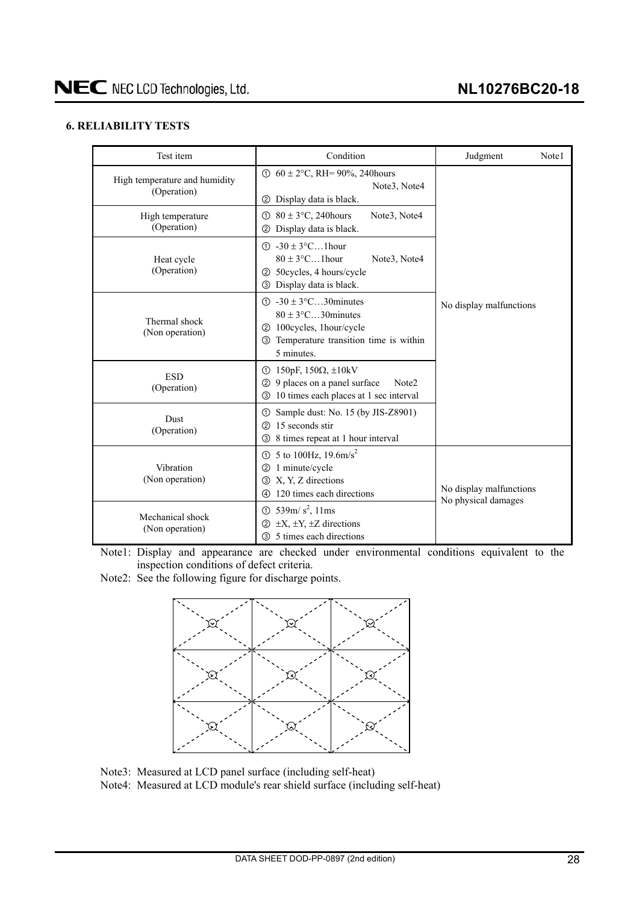## 6. RELIABILITY TESTS

| Test item | Condition | Judgment Note1 |
|---|---|---|
| High temperature and humidity (Operation) | ① 60 ± 2°C, RH= 90%, 240hours Note3, Note4<br>② Display data is black. | No display malfunctions |
| High temperature (Operation) | ① 80 ± 3°C, 240hours Note3, Note4<br>② Display data is black. | No display malfunctions |
| Heat cycle (Operation) | ① -30 ± 3°C…1hour<br>80 ± 3°C…1hour Note3, Note4<br>② 50cycles, 4 hours/cycle<br>③ Display data is black. | No display malfunctions |
| Thermal shock (Non operation) | ① -30 ± 3°C…30minutes<br>80 ± 3°C…30minutes<br>② 100cycles, 1hour/cycle<br>③ Temperature transition time is within 5 minutes. | No display malfunctions |
| ESD (Operation) | ① 150pF, 150Ω, ±10kV<br>② 9 places on a panel surface Note2<br>③ 10 times each places at 1 sec interval | No display malfunctions |
| Dust (Operation) | ① Sample dust: No. 15 (by JIS-Z8901)<br>② 15 seconds stir<br>③ 8 times repeat at 1 hour interval | No display malfunctions |
| Vibration (Non operation) | ① 5 to 100Hz, $19.6m/s^2$<br>② 1 minute/cycle<br>③ X, Y, Z directions<br>④ 120 times each directions | No display malfunctions<br>No physical damages |
| Mechanical shock (Non operation) | ① $539m/s^2$, 11ms<br>② ±X, ±Y, ±Z directions<br>③ 5 times each directions | No display malfunctions<br>No physical damages |

Note1: Display and appearance are checked under environmental conditions equivalent to the inspection conditions of defect criteria.

Note2: See the following figure for discharge points.

Note3: Measured at LCD panel surface (including self-heat)

Note4: Measured at LCD module's rear shield surface (including self-heat)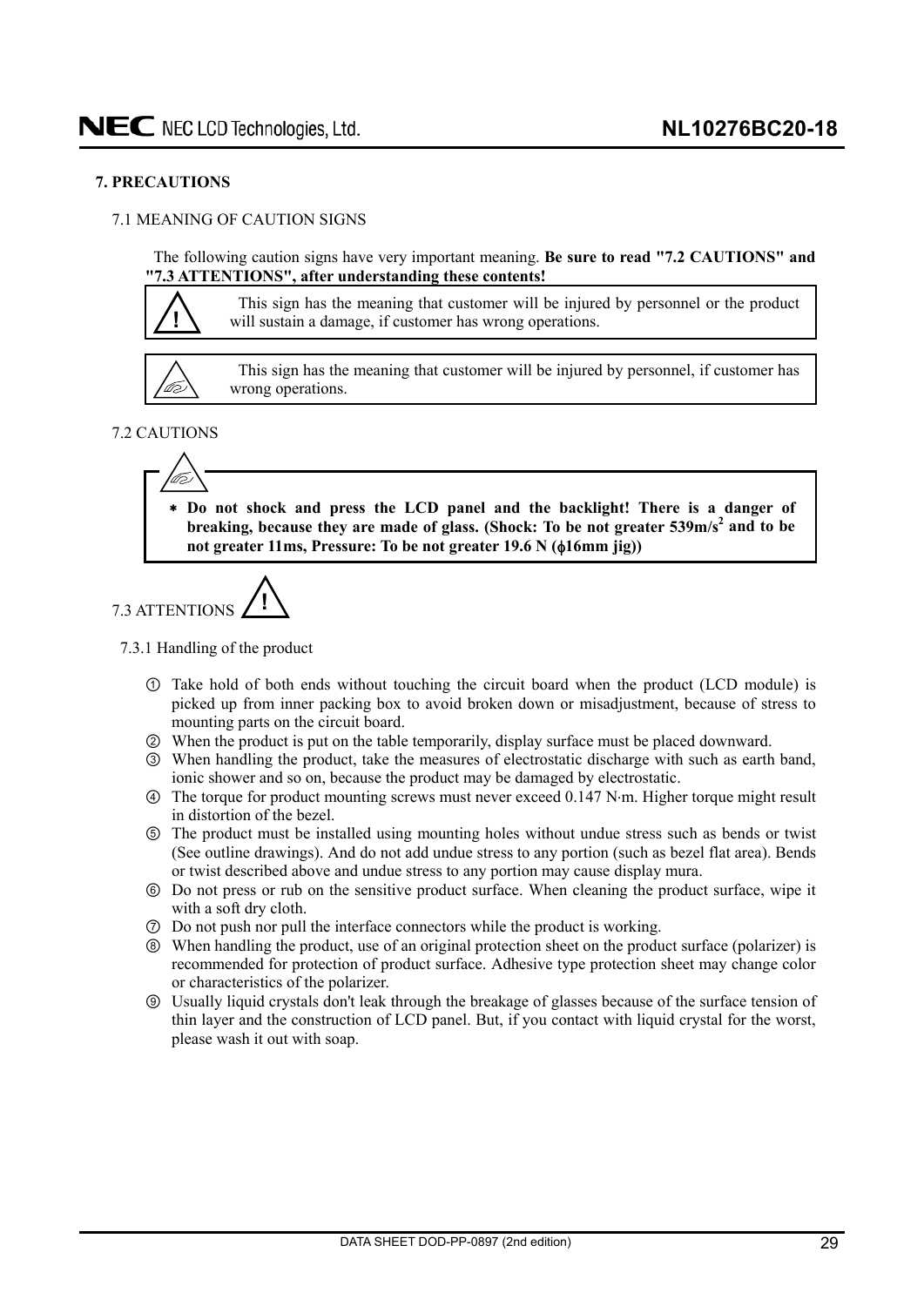## 7. PRECAUTIONS

### 7.1 MEANING OF CAUTION SIGNS

The following caution signs have very important meaning. **Be sure to read "7.2 CAUTIONS" and "7.3 ATTENTIONS", after understanding these contents!**

| | |
|---|---|
| ! | This sign has the meaning that customer will be injured by personnel or the product will sustain a damage, if customer has wrong operations. |

| | |
|---|---|
| | This sign has the meaning that customer will be injured by personnel, if customer has wrong operations. |

### 7.2 CAUTIONS

* **Do not shock and press the LCD panel and the backlight! There is a danger of breaking, because they are made of glass. (Shock: To be not greater 539m/s$^2$ and to be not greater 11ms, Pressure: To be not greater 19.6 N (ϕ16mm jig))**

### 7.3 ATTENTIONS !

#### 7.3.1 Handling of the product

① Take hold of both ends without touching the circuit board when the product (LCD module) is picked up from inner packing box to avoid broken down or misadjustment, because of stress to mounting parts on the circuit board.

② When the product is put on the table temporarily, display surface must be placed downward.

③ When handling the product, take the measures of electrostatic discharge with such as earth band, ionic shower and so on, because the product may be damaged by electrostatic.

④ The torque for product mounting screws must never exceed 0.147 N·m. Higher torque might result in distortion of the bezel.

⑤ The product must be installed using mounting holes without undue stress such as bends or twist (See outline drawings). And do not add undue stress to any portion (such as bezel flat area). Bends or twist described above and undue stress to any portion may cause display mura.

⑥ Do not press or rub on the sensitive product surface. When cleaning the product surface, wipe it with a soft dry cloth.

⑦ Do not push nor pull the interface connectors while the product is working.

⑧ When handling the product, use of an original protection sheet on the product surface (polarizer) is recommended for protection of product surface. Adhesive type protection sheet may change color or characteristics of the polarizer.

⑨ Usually liquid crystals don't leak through the breakage of glasses because of the surface tension of thin layer and the construction of LCD panel. But, if you contact with liquid crystal for the worst, please wash it out with soap.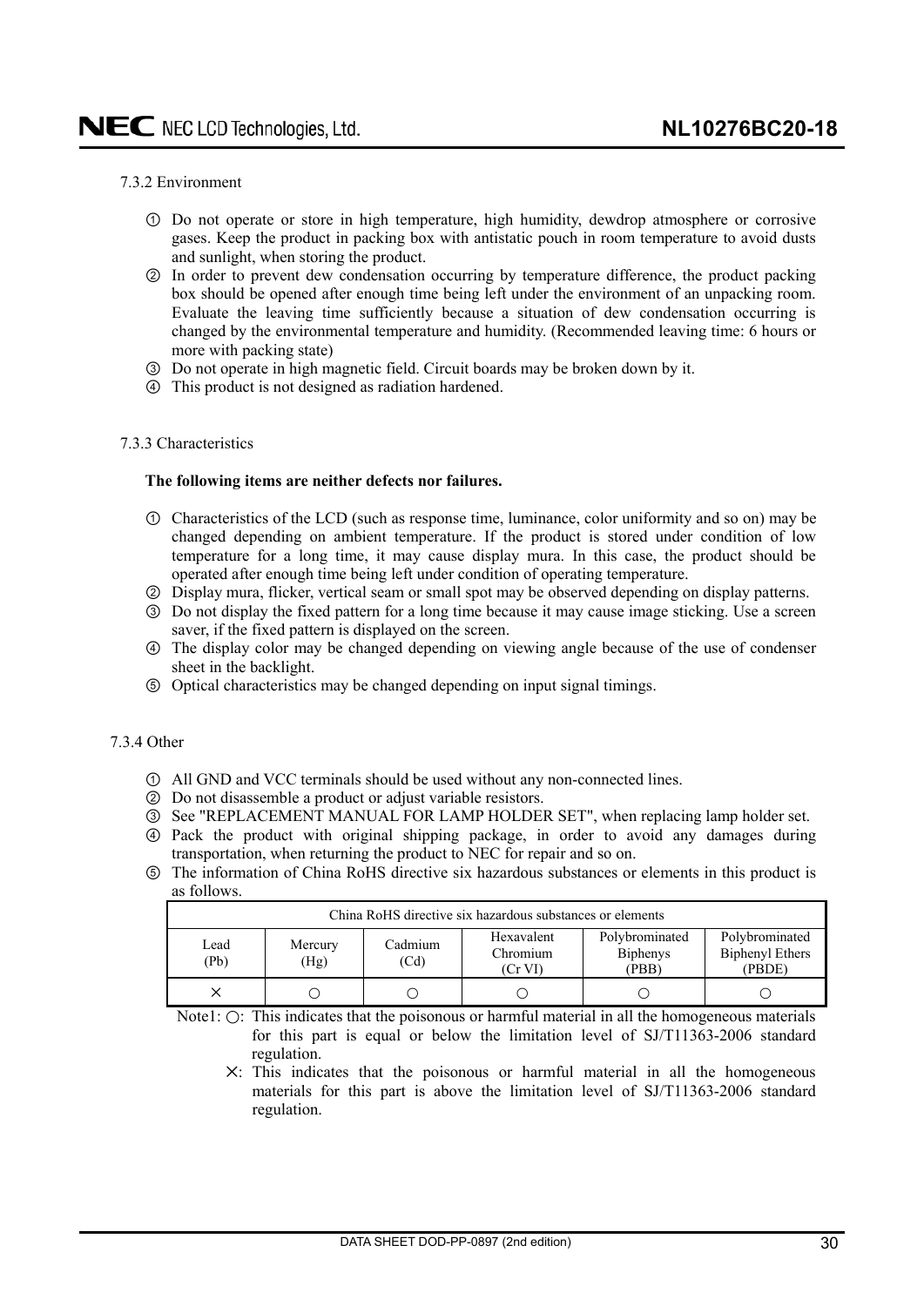### 7.3.2 Environment

① Do not operate or store in high temperature, high humidity, dewdrop atmosphere or corrosive gases. Keep the product in packing box with antistatic pouch in room temperature to avoid dusts and sunlight, when storing the product.
② In order to prevent dew condensation occurring by temperature difference, the product packing box should be opened after enough time being left under the environment of an unpacking room. Evaluate the leaving time sufficiently because a situation of dew condensation occurring is changed by the environmental temperature and humidity. (Recommended leaving time: 6 hours or more with packing state)
③ Do not operate in high magnetic field. Circuit boards may be broken down by it.
④ This product is not designed as radiation hardened.

### 7.3.3 Characteristics

**The following items are neither defects nor failures.**

① Characteristics of the LCD (such as response time, luminance, color uniformity and so on) may be changed depending on ambient temperature. If the product is stored under condition of low temperature for a long time, it may cause display mura. In this case, the product should be operated after enough time being left under condition of operating temperature.
② Display mura, flicker, vertical seam or small spot may be observed depending on display patterns.
③ Do not display the fixed pattern for a long time because it may cause image sticking. Use a screen saver, if the fixed pattern is displayed on the screen.
④ The display color may be changed depending on viewing angle because of the use of condenser sheet in the backlight.
⑤ Optical characteristics may be changed depending on input signal timings.

### 7.3.4 Other

① All GND and VCC terminals should be used without any non-connected lines.
② Do not disassemble a product or adjust variable resistors.
③ See "REPLACEMENT MANUAL FOR LAMP HOLDER SET", when replacing lamp holder set.
④ Pack the product with original shipping package, in order to avoid any damages during transportation, when returning the product to NEC for repair and so on.
⑤ The information of China RoHS directive six hazardous substances or elements in this product is as follows.

| China RoHS directive six hazardous substances or elements | | | | | |
|---|---|---|---|---|---|
| Lead (Pb) | Mercury (Hg) | Cadmium (Cd) | Hexavalent Chromium (Cr VI) | Polybrominated Biphenys (PBB) | Polybrominated Biphenyl Ethers (PBDE) |
| × | ○ | ○ | ○ | ○ | ○ |

Note1: ○: This indicates that the poisonous or harmful material in all the homogeneous materials for this part is equal or below the limitation level of SJ/T11363-2006 standard regulation.

×: This indicates that the poisonous or harmful material in all the homogeneous materials for this part is above the limitation level of SJ/T11363-2006 standard regulation.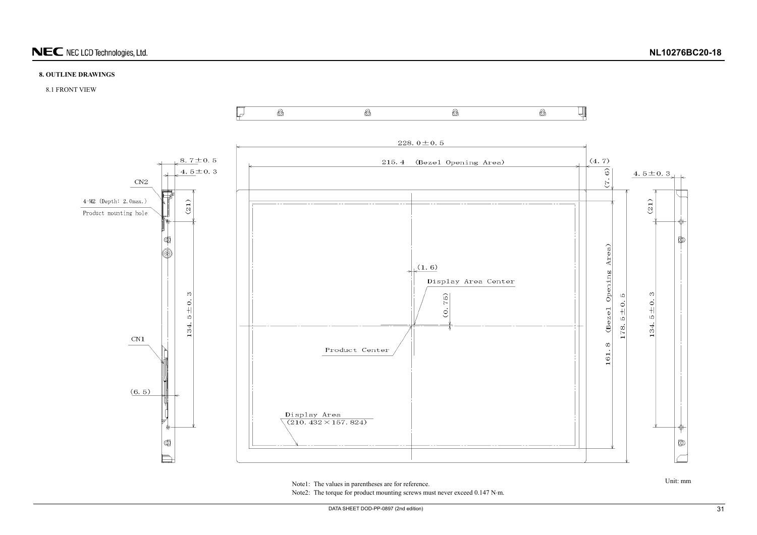## 8. OUTLINE DRAWINGS

8.1 FRONT VIEW

228.0±0.5

215.4 (Bezel Opening Area)

(4.7)

(7.6)

8.7±0.5

4.5±0.3

CN2

4-M2 (Depth: 2.0max.)

Product mounting hole

(21)

134.5±0.3

CN1

(6.5)

(1.6)

Display Area Center

(0.75)

Product Center

Display Area
(210.432×157.824)

161.8 (Bezel Opening Area)

178.5±0.5

4.5±0.3

(21)

134.5±0.3

Note1: The values in parentheses are for reference.

Note2: The torque for product mounting screws must never exceed 0.147 N·m.

Unit: mm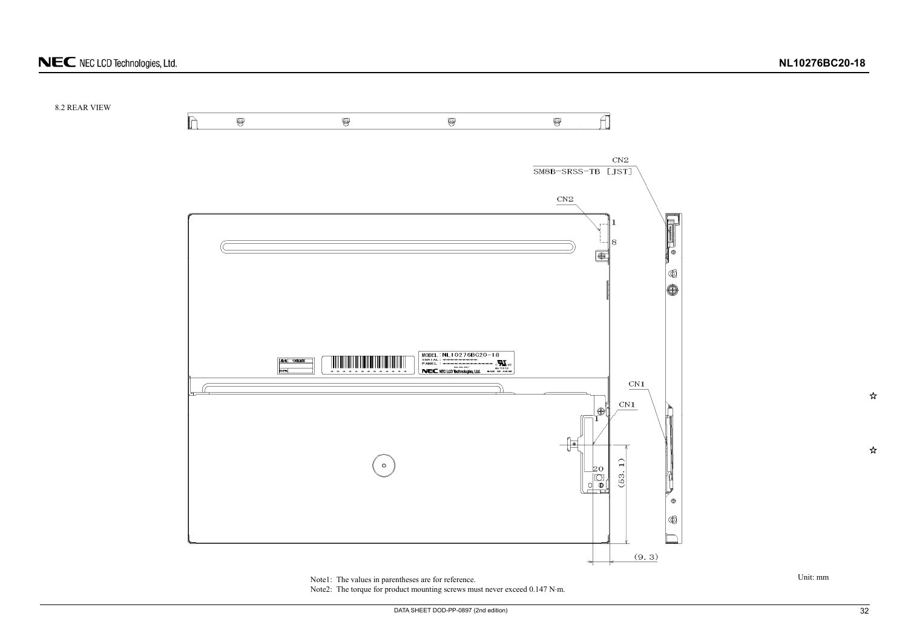8.2 REAR VIEW

CN2
SM8B-SRSS-TB [JST]

CN2
1
8

MODEL : NL10276BC20-18

CN1
CN1
1
20

(53.1)

(9.3)

Note1: The values in parentheses are for reference.

Note2: The torque for product mounting screws must never exceed 0.147 N·m.

Unit: mm